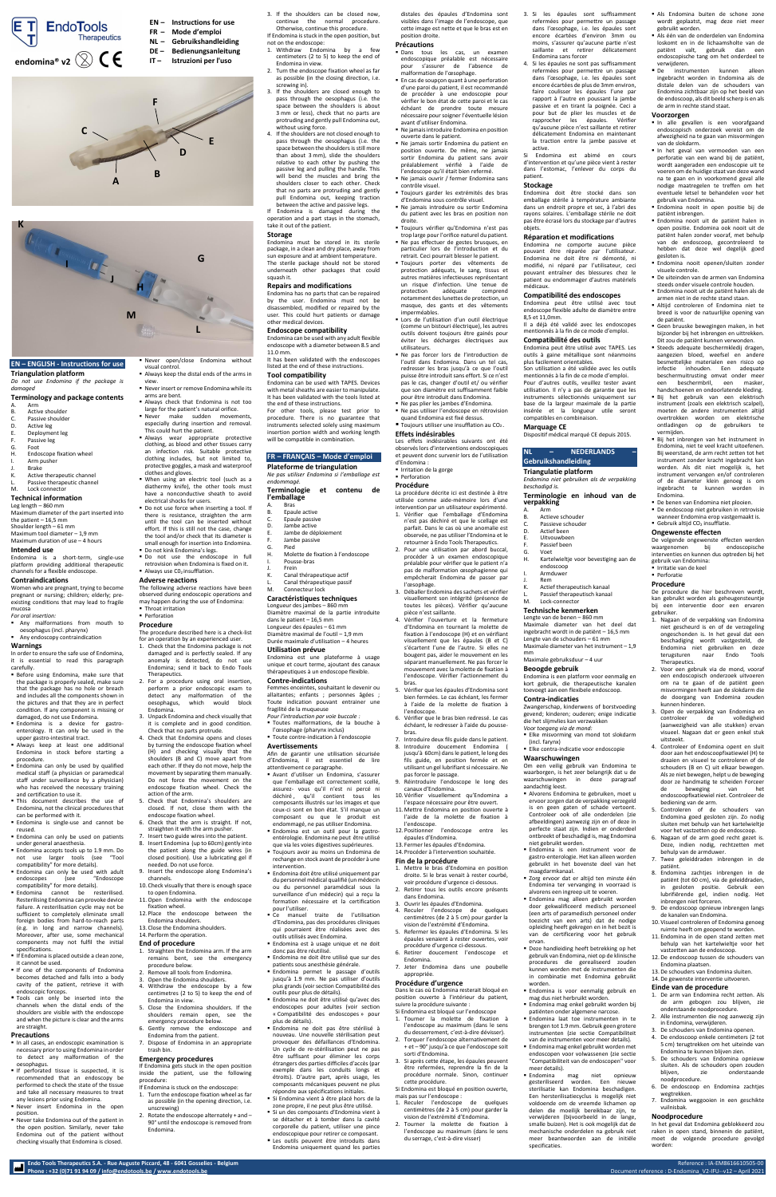# EndoTools Therapeutics

**endomina® v2**

- EN – Instructions for use
- FR – Mode d'emploi
- NL – Gebruikshandleiding
- DE – Bedienungsanleitung
- IT – Istruzioni per l'uso

## EN – ENGLISH - Instructions for use

### Triangulation platform

*Do not use Endomina if the package is damaged*

### Terminology and package contents

A. Arm
B. Active shoulder
C. Passive shoulder
D. Active leg
E. Deployment leg
F. Passive leg
G. Foot
H. Endoscope fixation wheel
I. Arm pusher
J. Brake
K. Active therapeutic channel
L. Passive therapeutic channel
M. Lock connector

### Technical information

Leg length – 860 mm
Maximum diameter of the part inserted into the patient – 16,5 mm
Shoulder length – 61 mm
Maximum tool diameter – 1,9 mm
Maximum duration of use – 4 hours

### Intended use

Endomina is a short-term, single-use platform providing additional therapeutic channels for a flexible endoscope.

### Contraindications

Women who are pregnant, trying to become pregnant or nursing; children; elderly; pre-existing conditions that may lead to fragile mucosa

*For oral insertion:*

- Any malformations from mouth to oesophagus (incl. pharynx)
- Any endoscopy contraindication

### Warnings

In order to ensure the safe use of Endomina, it is essential to read this paragraph carefully.

- Before using Endomina, make sure that the package is properly sealed, make sure that the package has no hole or breach and includes all the components shown in the pictures and that they are in perfect condition. If any component is missing or damaged, do not use Endomina.
- Endomina is a device for gastro-enterology. It can only be used in the upper gastro-intestinal tract.
- Always keep at least one additional Endomina in stock before starting a procedure.
- Endomina can only be used by qualified medical staff (a physician or paramedical staff under surveillance by a physician) who has received the necessary training and certification to use it.
- This document describes the use of Endomina, not the clinical procedures that can be performed with it.
- Endomina is single-use and cannot be reused.
- Endomina can only be used on patients under general anaesthesia.
- Endomina accepts tools up to 1.9 mm. Do not use larger tools (see "Tool compatibility" for more details).
- Endomina can only be used with adult endoscopes (see "Endoscope compatibility" for more details).
- Endomina cannot be resterilised. Resterilising Endomina can provoke device failure. A resterilisation cycle may not be sufficient to completely eliminate small foreign bodies from hard-to-reach parts (e.g. in long and narrow channels). Moreover, after use, some mechanical components may not fulfil the initial specifications.
- If Endomina is placed outside a clean zone, it cannot be used.
- If one of the components of Endomina becomes detached and falls into a body cavity of the patient, retrieve it with endoscopic forceps.
- Tools can only be inserted into the channels when the distal ends of the shoulders are visible with the endoscope and when the picture is clear and the arms are straight.

### Precautions

- In all cases, an endoscopic examination is necessary prior to using Endomina in order to detect any malformation of the oesophagus.
- If perforated tissue is suspected, it is recommended that an endoscopy be performed to check the state of the tissue and take all necessary measures to treat any lesions prior using Endomina.
- Never insert Endomina in the open position.
- Never take Endomina out of the patient in the open position. Similarly, never take Endomina out of the patient without checking visually that Endomina is closed.
- Never open/close Endomina without visual control.
- Always keep the distal ends of the arms in view.
- Never insert or remove Endomina while its arms are bent.
- Always check that Endomina is not too large for the patient's natural orifice.
- Never make sudden movements, especially during insertion and removal. This could hurt the patient.
- Always wear appropriate protective clothing, as blood and other tissues carry an infection risk. Suitable protective clothing includes, but not limited to, protective goggles, a mask and waterproof clothes and gloves.
- When using an electric tool (such as a diathermy knife), the other tools must have a nonconductive sheath to avoid electrical shocks for users.
- Do not use force when inserting a tool. If there is resistance, straighten the arm until the tool can be inserted without effort. If this is still not the case, change the tool and/or check that its diameter is small enough for insertion into Endomina.
- Do not kink Endomina's legs.
- Do not use the endoscope in full retrovision when Endomina is fixed on it.
- Always use $CO_2$-insufflation.

### Adverse reactions

The following adverse reactions have been observed during endoscopic operations and may happen during the use of Endomina:

- Throat irritation
- Perforation

### Procedure

The procedure described here is a check-list for an operation by an experienced user.

1. Check that the Endomina package is not damaged and is perfectly sealed. If any anomaly is detected, do not use Endomina; send it back to Endo Tools Therapeutics.
2. For a procedure using oral insertion, perform a prior endoscopic exam to detect any malformation of the oesophagus, which would block Endomina.
3. Unpack Endomina and check visually that it is complete and in good condition. Check that no parts protrude.
4. Check that Endomina opens and closes smoothly by turning the fixation wheel (H) and checking visually that the shoulders (B and C) move apart from each other. If they do not move, help the movement by separating them manually. Do not force the movement on the endoscope fixation wheel. Check the action of the arm.
5. Check that Endomina's shoulders are closed. If not, close them with the endoscope fixation wheel.
6. Check that the arm is straight. If not, straighten it with the arm pusher.
7. Insert two guide wires into the patient.
8. Insert Endomina (up to 60cm) gently into the patient along the guide wires (in closed position). Use a lubricating gel if needed. Do not use force.
9. Insert the endoscope along Endomina's channels.
10. Check visually that there is enough space to open Endomina.
11. Open Endomina with the endoscope fixation wheel.
12. Place the endoscope between the Endomina shoulders.
13. Close the Endomina shoulders.
14. Perform the operation.

### End of procedure

1. Straighten the Endomina arm. If the arm remains bent, see the emergency procedure below.
2. Remove all tools from Endomina.
3. Open the Endomina shoulders.
4. Withdraw the endoscope by a few centimetres (2 to 5) to keep the end of Endomina in view.
5. Close the Endomina shoulders. If the shoulders remain open, see the emergency procedure below.
6. Gently remove the endoscope and Endomina from the patient.
7. Dispose of Endomina in an appropriate trash bin.

### Emergency procedures

If Endomina gets stuck in the open position inside the patient, use the following procedure:

If Endomina is stuck on the endoscope:

1. Turn the endoscope fixation wheel as far as possible (in the opening direction, i.e. unscrewing)
2. Rotate the endoscope alternately + and – 90° until the endoscope is removed from Endomina.
3. If the shoulders can be closed now, continue the normal procedure. Otherwise, continue this procedure.

If Endomina is stuck in the open position, but not on the endoscope:

1. Withdraw Endomina by a few centimeters (2 to 5) to keep the end of Endomina in view.
2. Turn the endoscope fixation wheel as far as possible (in the closing direction, i.e. screwing in).
3. If the shoulders are closed enough to pass through the oesophagus (i.e. the space between the shoulders is about 3mm or less), check that no parts are protruding and gently pull Endomina out, without using force.
4. If the shoulders are not closed enough to pass through the oesophagus (i.e. the space between the shoulders is still more than about 3 mm), slide the shoulders relative to each other by pushing the passive leg and pulling the handle. This will bend the muscles and bring the shoulders closer to each other. Check that no parts are protruding and gently pull Endomina out, keeping traction between the active and passive legs.

If Endomina is damaged during the operation and a part stays in the stomach, take it out of the patient.

### Storage

Endomina must be stored in its sterile package, in a clean and dry place, away from sun exposure and at ambient temperature. The sterile package should not be stored underneath other packages that could squash it.

### Repairs and modifications

Endomina has no parts that can be repaired by the user. Endomina must not be disassembled, modified or repaired by the user. This could hurt patients or damage other medical devices.

### Endoscope compatibility

Endomina can be used with any adult flexible endoscope with a diameter between 8.5 and 11.0 mm.

It has been validated with the endoscopes listed at the end of these instructions.

### Tool compatibility

Endomina can be used with TAPES. Devices with metal sheaths are easier to manipulate. It has been validated with the tools listed at the end of these instructions.

For other tools, please test prior to procedure. There is no guarantee that instruments selected solely using maximum insertion portion width and working length will be compatible in combination.

## FR – FRANÇAIS – Mode d'emploi

### Plateforme de triangulation

*Ne pas utiliser Endomina si l'emballage est endommagé.*

### Terminologie et contenu de l'emballage

A. Bras
B. Épaule active
C. Épaule passive
D. Jambe active
E. Jambe de déploiement
F. Jambe passive
G. Pied
H. Molette de fixation à l'endoscope
I. Pousse-bras
J. Frein
K. Canal thérapeutique actif
L. Canal thérapeutique passif
M. Connecteur lock

### Caractéristiques techniques

Longueur des jambes – 860 mm
Diamètre maximal de la partie introduite dans le patient – 16,5 mm
Longueur des épaules – 61 mm
Diamètre maximal de l'outil – 1,9 mm
Durée maximale d'utilisation – 4 heures

### Utilisation prévue

Endomina est une plateforme à usage unique et court terme, ajoutant des canaux thérapeutiques à un endoscope flexible.

### Contre-indications

Femmes enceintes, souhaitant le devenir ou allaitantes; enfants ; personnes âgées ; Toute indication pouvant entrainer une fragilité de la muqueuse

*Pour l'introduction par voie buccale :*

- Toutes malformations, de la bouche à l'œsophage (pharynx inclus)
- Toute contre-indication à l'endoscopie

### Avertissements

Afin de garantir une utilisation sécurisée d'Endomina, il est essentiel de lire attentivement ce paragraphe.

- Avant d'utiliser un Endomina, s'assurer que l'emballage est correctement scellé, assurez- vous qu'il n'est ni percé ni déchiré, qu'il contient tous les composants illustrés sur les images et que ceux-ci sont en bon état. S'il manque un composant ou que le produit est endommagé, ne pas utiliser Endomina.
- Endomina est un outil pour la gastro-entérologie. Il ne peut être utilisé que dans les voies digestives supérieures.
- Toujours avoir au moins un Endomina de rechange en stock avant de procéder à une intervention.
- Endomina doit être utilisé uniquement par du personnel médical qualifié (un médecin ou du personnel paramédical sous la surveillance d'un médecin) qui a reçu la formation nécessaire et la certification pour l'utiliser.
- Ce manuel traite de l'utilisation d'Endomina, pas des procédures cliniques qui pourraient être réalisées avec des outils utilisés avec Endomina.
- Endomina est à usage unique et ne doit donc pas être réutilisé.
- Endomina ne doit être utilisé que sur des patients sous anesthésie générale.
- Endomina permet le passage d'outils jusqu'à 1.9 mm. Ne pas utiliser d'outils plus grands (voir section Compatibilité des outils pour plus de détails).
- Endomina ne doit être utilisé qu'avec des endoscopes pour adultes (voir section « Compatibilité des endoscopes » pour plus de détails).
- Endomina ne doit pas être stérilisé à nouveau. Une nouvelle stérilisation peut provoquer des défaillances d'Endomina. Un cycle de re-stérilisation peut ne pas être suffisant pour éliminer les corps étrangers des parties difficiles d'accès (par exemple dans les conduits longs et étroits). D'autre part, après usage, les composants mécaniques peuvent ne plus répondre aux spécifications initiales.
- Si Endomina vient à être placé hors de la zone propre, il ne peut plus être utilisé.
- Si un des composants d'Endomina vient à se détacher et à tomber dans la cavité corporelle du patient, utiliser une pince endoscopique pour retirer ce composant.
- Les outils peuvent être introduits dans Endomina uniquement quand les parties distales des épaules d'Endomina sont visibles dans l'image de l'endoscope, que cette image est nette et que le bras est en position droite.

### Précautions

- Dans tous les cas, un examen endoscopique préalable est nécessaire pour s'assurer de l'absence de malformation de l'œsophage.
- En cas de soupçon quant à une perforation d'une paroi du patient, il est recommandé de procéder à une endoscopie pour vérifier le bon état de cette paroi et le cas échéant de prendre toute mesure nécessaire pour soigner l'éventuelle lésion avant d'utiliser Endomina.
- Ne jamais introduire Endomina en position ouverte dans le patient.
- Ne jamais sortir Endomina du patient en position ouverte. De même, ne jamais sortir Endomina du patient sans avoir préalablement vérifié à l'aide de l'endoscope qu'il était bien refermé.
- Ne jamais ouvrir / fermer Endomina sans contrôle visuel.
- Toujours garder les extrémités des bras d'Endomina sous contrôle visuel.
- Ne jamais introduire ou sortir Endomina du patient avec les bras en position non droite.
- Toujours vérifier qu'Endomina n'est pas trop large pour l'orifice naturel du patient.
- Ne pas effectuer de gestes brusques, en particulier lors de l'introduction et le retrait. Ceci pourrait blesser le patient.
- Toujours porter des vêtements de protection adéquats, le sang, tissus et autres matières infectieuses représentant un risque d'infection. Une tenue de protection adéquate comprend notamment des lunettes de protection, un masque, des gants et des vêtements imperméables.
- Lors de l'utilisation d'un outil électrique (comme un bistouri électrique), les autres outils doivent toujours être gainés pour éviter les décharges électriques aux utilisateurs.
- Ne pas forcer lors de l'introduction de l'outil dans Endomina. Dans un tel cas, redresser les bras jusqu'à ce que l'outil puisse être introduit sans effort. Si ce n'est pas le cas, changer d'outil et/ ou vérifier que son diamètre est suffisamment faible pour être introduit dans Endomina.
- Ne pas plier les jambes d'Endomina.
- Ne pas utiliser l'endoscope en rétrovision quand Endomina est fixé dessus.
- Toujours utiliser une insufflation au $CO_2$.

### Effets indésirables

Les effets indésirables suivants ont été observés lors d'interventions endoscopiques et peuvent donc survenir lors de l'utilisation d'Endomina :

- Irritation de la gorge
- Perforation

### Procédure

La procédure décrite ici est destinée à être utilisée comme aide-mémoire lors d'une intervention par un utilisateur expérimenté.

1. Vérifier que l'emballage d'Endomina n'est pas déchiré et que le scellage est parfait. Dans le cas où une anomalie est observée, ne pas utiliser l'Endomina et le retourner à Endo Tools Therapeutics.
2. Pour une utilisation par abord buccal, procéder à un examen endoscopique préalable pour vérifier que le patient n'a pas de malformation œsophagienne qui empêcherait Endomina de passer par l'œsophage.
3. Déballer Endomina des sachets et vérifier visuellement son intégrité (présence de toutes les pièces). Vérifier qu'aucune pièce n'est saillante.
4. Vérifier l'ouverture et la fermeture d'Endomina en tournant la molette de fixation à l'endoscope (H) et en vérifiant visuellement que les épaules (B et C) s'écartent l'une de l'autre. Si elles ne bougent pas, aider le mouvement en les séparant manuellement. Ne pas forcer le mouvement avec la molette de fixation à l'endoscope. Vérifier l'actionnement du bras.
5. Vérifier que les épaules d'Endomina sont bien fermées. Le cas échéant, les fermer à l'aide de la molette de fixation à l'endoscope.
6. Vérifier que le bras bien redressé. Le cas échéant, le redresser à l'aide du pousse-bras.
7. Introduire deux fils guide dans le patient.
8. Introduire doucement Endomina (jusqu'à 60cm) dans le patient, le long des fils guide, en position fermée et en utilisant un gel lubrifiant si nécessaire. Ne pas forcer le passage.
9. Réintroduire l'endoscope le long des canaux d'Endomina.
10. Vérifier visuellement qu'Endomina a l'espace nécessaire pour être ouvert.
11. Mettre Endomina en position ouverte à l'aide de la molette de fixation à l'endoscope.
12. Positionner l'endoscope entre les épaules d'Endomina.
13. Fermer les épaules d'Endomina.
14. Procéder à l'intervention souhaitée.

### Fin de la procédure

1. Mettre le bras d'Endomina en position droite. Si le bras venait à rester courbé, voir procédure d'urgence ci-dessous.
2. Retirer tous les outils encore présents dans Endomina.
3. Ouvrir les épaules d'Endomina.
4. Reculer l'endoscope de quelques centimètres (de 2 à 5 cm) pour garder la vision de l'extrémité d'Endomina.
5. Refermer les épaules d'Endomina. Si les épaules venaient à rester ouvertes, voir procédure d'urgence ci-dessous.
6. Retirer doucement l'endoscope et Endomina.
7. Jeter Endomina dans une poubelle appropriée.

### Procédure d'urgence

Dans le cas où Endomina resterait bloqué en position ouverte à l'intérieur du patient, suivre la procédure suivante :

Si Endomina est bloqué sur l'endoscope :

1. Tourner la molette de fixation à l'endoscope au maximum (dans le sens du desserrement, c'est-à-dire dévisser).
2. Torquer l'endoscope alternativement de + et – 90° jusqu'à ce que l'endoscope soit sorti d'Endomina.
3. Si après cette étape, les épaules peuvent être refermées, reprendre la fin de la procédure normale. Sinon, continuer cette procédure.

Si Endomina est bloqué en position ouverte, mais pas sur l'endoscope :

1. Reculer l'endoscope de quelques centimètres (de 2 à 5 cm) pour garder la vision de l'extrémité d'Endomina.
2. Tourner la molette de fixation à l'endoscope au maximum (dans le sens du serrage, c'est-à-dire visser).
3. Si les épaules sont suffisamment refermées pour permettre un passage dans l'œsophage, i.e. les épaules sont encore écartées d'environ 3mm ou moins, s'assurer qu'aucune partie n'est saillante et retirer délicatement Endomina sans forcer.
4. Si les épaules ne sont pas suffisamment refermées pour permettre un passage dans l'œsophage, i.e. les épaules sont encore écartées de plus de 3mm environ, faire coulisser les épaules l'une par rapport à l'autre en poussant la jambe passive et en tirant la poignée. Ceci a pour but de plier les muscles et de rapprocher les épaules. Vérifier qu'aucune pièce n'est saillante et retirer délicatement Endomina en maintenant la traction entre la jambe active et passive.

Si Endomina est abîmé en cours d'intervention et qu'une pièce vient à rester dans l'estomac, l'enlever du corps du patient.

### Stockage

Endomina doit être stocké dans son emballage stérile à température ambiante dans un endroit propre et sec, à l'abri des rayons solaires. L'emballage stérile ne doit pas être écrasé lors du stockage par d'autres objets.

### Réparation et modifications

Endomina ne comporte aucune pièce pouvant être réparée par l'utilisateur. Endomina ne doit être ni démonté, ni modifié, ni réparé par l'utilisateur, ceci pouvant entraîner des blessures chez le patient ou endommager d'autres matériels médicaux.

### Compatibilité des endoscopes

Endomina peut être utilisé avec tout endoscope flexible adulte de diamètre entre 8,5 et 11,0mm.

Il a déjà été validé avec les endoscopes mentionnés à la fin de ce mode d'emploi.

### Compatibilité des outils

Endomina peut être utilisé avec TAPES. Les outils à gaine métallique sont néanmoins plus facilement orientables.

Son utilisation a été validée avec les outils mentionnés à la fin de ce mode d'emploi.

Pour d'autres outils, veuillez tester avant utilisation. Il n'y a pas de garantie que les instruments sélectionnés uniquement sur base de la largeur maximale de la partie insérée et la longueur utile seront compatibles en combinaison.

### Marquage CE

Dispositif médical marqué CE depuis 2015.

## NL – NEDERLANDS – Gebruikshandleiding

### Triangulatie platform

*Endomina niet gebruiken als de verpakking beschadigd is.*

### Terminologie en inhoud van de verpakking

A. Arm
B. Actieve schouder
C. Passieve schouder
D. Actief been
E. Uitvouwbeen
F. Passief been
G. Voet
H. Kartelwieltje voor bevestiging aan de endoscoop
I. Armduwer
J. Rem
K. Actief therapeutisch kanaal
L. Passief therapeutisch kanaal
M. Lock-connector

### Technische kenmerken

Lengte van de benen – 860 mm
Maximale diameter van het deel dat ingebracht wordt in de patiënt – 16,5 mm
Lengte van de schouders – 61 mm
Maximale diameter van het instrument – 1,9 mm
Maximale gebruiksduur – 4 uur

### Beoogde gebruik

Endomina is een platform voor eenmalig en kort gebruik, die therapeutische kanalen toevoegt aan een flexibele endoscoop.

### Contra-indicaties

Zwangerschap, kinderwens of borstvoeding gevend; kinderen; ouderen; enige indicatie die het slijmvlies kan verzwakken

*Voor toegang via de mond:*

- Elke misvorming van mond tot slokdarm (incl. farynx)
- Elke contra-indicatie voor endoscopie

### Waarschuwingen

Om een veilig gebruik van Endomina te waarborgen, is het zeer belangrijk dat u de waarschuwingen in deze paragraaf aandachtig leest.

- Alvorens Endomina te gebruiken, moet u ervoor zorgen dat de verpakking verzegeld is en geen gaten of schade vertoont. Controleer ook of alle onderdelen (zie afbeeldingen) aanwezig zijn en of deze in perfecte staat zijn. Indien er onderdeel ontbreekt of beschadigd is, mag Endomina niet gebruikt worden.
- Endomina is een instrument voor de gastro-enterologie. Het kan alleen worden gebruikt in het bovenste deel van het maagdarmkanaal.
- Zorg ervoor dat er altijd ten minste één Endomina ter vervanging in voorraad is alvorens een ingreep uit te voeren.
- Endomina mag alleen gebruikt worden door gekwalificeerd medisch personeel (een arts of paramedisch personeel onder toezicht van een arts) dat de nodige opleiding heeft gekregen en in het bezit is van de certificering voor het gebruik ervan.
- Deze handleiding heeft betrekking op het gebruik van Endomina, niet op de klinische procedures die gerealiseerd zouden kunnen worden met de instrumenten die in combinatie met Endomina gebruikt worden.
- Endomina is voor eenmalig gebruik en mag dus niet hergebruikt worden.
- Endomina mag enkel gebruikt worden bij patiënten onder algemene narcose.
- Endomina laat toe instrumenten in te brengen tot 1.9 mm. Gebruik geen grotere instrumenten (zie sectie Compatibiliteit van de instrumenten voor meer details).
- Endomina mag enkel gebruikt worden met endoscopen voor volwassenen (zie sectie "Compatibiliteit van de endoscopen" voor meer details).
- Endomina mag niet opnieuw gesteriliseerd worden. Een nieuwe sterilisatie kan Endomina beschadigen. Een hersterilisatiecyclus is mogelijk niet voldoende om de vreemde lichamen op delen die moeilijk bereikbaar zijn, te verwijderen (bijvoorbeeld in de lange, smalle buizen). Het is ook mogelijk dat de mechanische onderdelen na gebruik niet meer beantwoorden aan de initiële specificaties.
- Als Endomina buiten de schone zone wordt geplaatst, mag deze niet meer gebruikt worden.
- Als één van de onderdelen van Endomina loskomt en in de lichaamsholte van de patiënt valt, gebruik dan een endoscopische tang om het onderdeel te verwijderen.
- De instrumenten kunnen alleen ingebracht worden in Endomina als de distale einden van de schouders van Endomina zichtbaar zijn op het beeld van de endoscoop, als dit beeld scherp is en als de arm in rechte stand staat.

### Voorzorgen

- In alle gevallen is een voorafgaand endoscopisch onderzoek vereist om de afwezigheid na te gaan van misvormingen van de slokdarm.
- In het geval van vermoeden van een perforatie van een wand bij de patiënt, wordt aangeraden een endoscopie uit te voeren om de huidige staat van deze wand na te gaan en in voorkomend geval alle nodige maatregelen te treffen om het eventuele letsel te behandelen voor het gebruik van Endomina.
- Endomina nooit in open positie bij de patiënt inbrengen.
- Endomina nooit uit de patiënt halen in open positie. Endomina ook nooit uit de patiënt halen zonder vooraf, met behulp van de endoscoop, gecontroleerd te hebben dat deze wel degelijk goed gesloten is.
- Endomina nooit openen/sluiten zonder visuele controle.
- De uiteinden van de armen van Endomina steeds onder visuele controle houden.
- Endomina nooit uit de patiënt halen als de armen niet in de rechte stand staan.
- Altijd controleren of Endomina niet te breed is voor de natuurlijke opening van de patiënt.
- Geen bruuske bewegingen maken, in het bijzonder bij het inbrengen en uittrekken. Dit zou de patiënt kunnen verwonden.
- Steeds adequate beschermkledij dragen, aangezien bloed, weefsel en andere besmettelijke materialen een risico op infectie inhouden. Een adequate beschermuitrusting omvat onder meer een beschermbril, een masker, handschoenen en ondoorlatende kleding.
- Bij het gebruik van een elektrisch instrument (zoals een elektrisch scalpel), moeten de andere instrumenten altijd overtrokken worden om elektrische ontladingen op de gebruikers te vermijden.
- Bij het inbrengen van het instrument in Endomina, niet te veel kracht uitoefenen. Bij weerstand, de arm recht zetten tot het instrument zonder kracht ingebracht kan worden. Als dit niet mogelijk is, het instrument vervangen en/of controleren of de diameter klein genoeg is om ingebracht te kunnen worden in Endomina.
- De benen van Endomina niet plooien.
- De endoscoop niet gebruiken in retrovisie wanneer Endomina erop vastgemaakt is.
- Gebruik altijd $CO_2$ insufflatie.

### Ongewenste effecten

De volgende ongewenste effecten werden waargenomen bij endoscopische interventies en kunnen dus optreden bij het gebruik van Endomina:

- Irritatie van de keel
- Perforatie

### Procedure

De procedure die hier beschreven wordt, kan gebruikt worden als geheugensteuntje bij een interventie door een ervaren gebruiker.

1. Nagaan of de verpakking van Endomina niet gescheurd is en of de verzegeling ongeschonden is. In het geval dat een beschadiging wordt vastgesteld, de Endomina niet gebruiken en deze terugsturen naar Endo Tools Therapeutics.
2. Voor een gebruik via de mond, vooraf een endoscopisch onderzoek uitvoeren om na te gaan of de patiënt geen misvormingen heeft aan de slokdarm die de doorgang van Endomina zouden kunnen hinderen.
3. Open de verpakking van Endomina en controleer de volledigheid (aanwezigheid van alle stukken) ervan visueel. Nagaan dat er geen enkel stuk uitsteekt.
4. Controleer of Endomina opent en sluit door aan het endoscoopfixatiewiel (H) te draaien en visueel te controleren of de schouders (B en C) uit elkaar bewegen. Als ze niet bewegen, helpt u de beweging door ze handmatig te scheiden. Forceer de beweging van het endoscoopfixatiewiel niet. Controleer de bediening van de arm.
5. Controleren of de schouders van Endomina goed gesloten zijn. Zo nodig sluiten met behulp van het kartelwieltje voor het vastzetten op de endoscoop.
6. Nagaan of de arm goed recht gezet is. Deze, indien nodig, rechtzetten met behulp van de armduwer.
7. Twee geleiddraden inbrengen in de patiënt.
8. Endomina zachtjes inbrengen in de patiënt (tot 60 cm), via de geleiddraden, in gesloten positie. Gebruik een lubrifiërende gel, indien nodig. Het inbrengen niet forceren.
9. De endoscoop opnieuw inbrengen langs de kanalen van Endomina.
10. Visueel controleren of Endomina genoeg ruimte heeft om geopend te worden.
11. Endomina in de open stand zetten met behulp van het kartelwieltje voor het vastzetten aan de endoscoop.
12. De endoscoop tussen de schouders van Endomina plaatsen.
13. De schouders van Endomina sluiten.
14. De gewenste interventie uitvoeren.

### Einde van de procedure

1. De arm van Endomina recht zetten. Als de arm gebogen zou blijven, zie onderstaande noodprocedure.
2. Alle instrumenten die nog aanwezig zijn in Endomina, verwijderen.
3. De schouders van Endomina openen.
4. De endoscoop enkele centimeters (2 tot 5 cm) terugtrekken om het uiteinde van Endomina te kunnen blijven zien.
5. De schouders van Endomina opnieuw sluiten. Als de schouders open zouden blijven, zie onderstaande noodprocedure.
6. De endoscoop en Endomina zachtjes wegtrekken.
7. Endomina weggooien in een geschikte vuilnisbak.

### Noodprocedure

In het geval dat Endomina geblokkeerd zou raken in open stand, binnenin de patiënt, moet de volgende procedure gevolgd worden: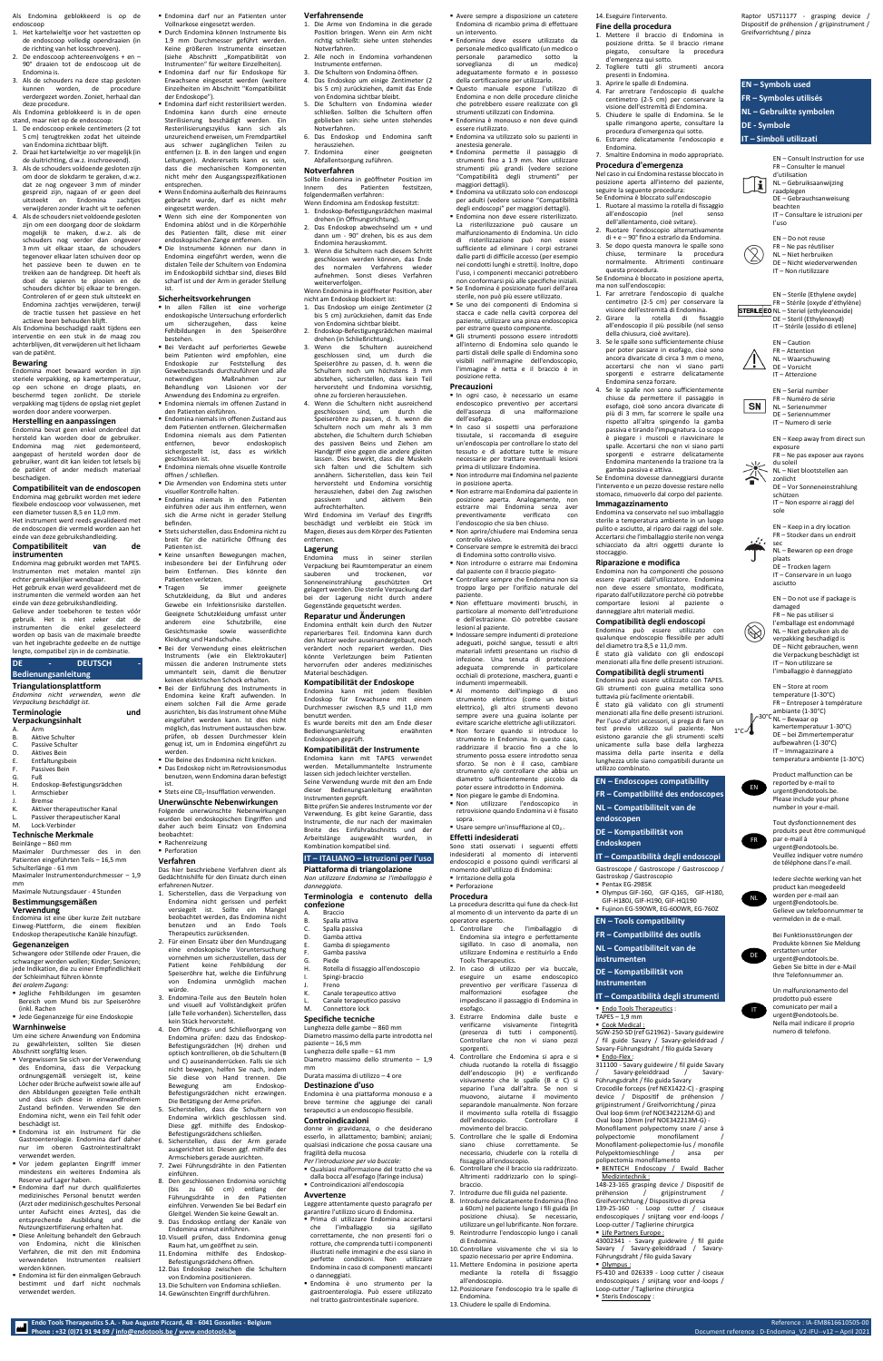Als Endomina gebloikkeerd is op de endoscoop:

1. Het kartelwieltje voor het vastzetten op de endoscoop volledig opendraaien (in de richting van het losschroeven).
2. De endoscoop achtereenvolgens + en − 90° draaien tot de endoscoop uit de Endomina is.
3. Als de schouders na deze stap gesloten kunnen worden, de procedure verdergezet worden. Zoniet, herhaal dan deze procedure.

Als Endomina geblokkeerd is in de open stand, maar niet op de endoscoop:

1. De endoscoop enkele centimeters (2 tot 5 cm) terugtrekken zodat het uiteinde van Endomina zichtbaar blijft.
2. Draai het kartelwieltje zo ver mogelijk (in de sluitrichting, d.w.z. rechtsreeds).
3. Als de schouders voldoende gesloten zijn om door de slokdarm te geraken, d.w.z. dat ze nog ongeveer 3 mm of minder gespreid zijn, nagaan of er geen deel uitsteekt van Endomina zachtjes verwijderen door zacht aan de endoscoop te trekken.
4. Als de schouders niet voldoende gesloten zijn om door de slokdarm te geraken, d.w.z. als de schouders nog verder dan ongeveer 3 mm uit elkaar staan, de schouders tegenover elkaar laten schuiven door op het passieve been te duwen en te trekken aan de handgreep. Dit heeft als doel de spieren te plooien en de schouders dichter bij elkaar te brengen. Controleren of er geen stuk uitsteekt en Endomina zachtjes verwijderen, terwijl de tractie tussen het passieve en het actieve been behouden blijft.

Als Endomina beschadigd raakt tijdens een interventie en een stuk in de maag zou achterblijven, dit verwijderen uit het lichaam van de patiënt.

## Bewaring

Endomina moet bewaard worden in zijn steriele verpakking, op kamertemperatuur, op een schone en droge plaats, en beschermd tegen zonlicht. De steriele verpakking mag tijdens de opslag niet geplet worden door andere voorwerpen.

## Herstelling en aanpassingen

Endomina bevat geen enkel onderdeel dat hersteld kan worden door de gebruiker. Endomina mag niet gedemonteerd, aangepast of hersteld worden door de gebruiker, want dit kan leiden tot letsels bij de patiënt of ander medisch materiaal beschadigen.

## Compatibiliteit van de endoscopen

Endomina mag gebruikt worden met iedere flexibele endoscoop voor volwassenen, met een diameter tussen 8,5 en 11,0 mm.

Het instrument werd reeds gevalideerd met de endoscopen die vermeld worden aan het einde van deze gebruikshandleiding.

## Compatibiliteit van de instrumenten

Endomina mag gebruikt worden met TAPES. Instrumenten met metalen mantel zijn echter gemakkelijker wendbaar.

Het gebruik ervan werd gevalideerd met de instrumenten die vermeld worden aan het einde van deze gebruikshandleiding.

Gelieve ander toebehoren te testen vóór gebruik. Het is niet zeker dat de instrumenten die enkel geselecteerd worden op basis van de maximale breedte van het ingebrachte gedeelte en de nuttige lengte, compatibel zijn in de combinatie.

## DE - DEUTSCH - Bedienungsanleitung

### Triangulationsplattform

*Endomina nicht verwenden, wenn die Verpackung beschädigt ist.*

### Terminologie und Verpackungsinhalt

- A. Arm
- B. Aktive Schulter
- C. Passive Schulter
- D. Aktives Bein
- E. Entfaltungsbein
- F. Passives Bein
- G. Fuß
- H. Endoskop-Befestigungsrädchen
- I. Armschieber
- J. Bremse
- K. Aktiver therapeutischer Kanal
- L. Passiver therapeutischer Kanal
- M. Lock-Verbinder

### Technische Merkmale

Beinlänge – 860 mm

Maximaler Durchmesser des in den Patienten eingeführten Teils – 16,5 mm

Schulterlänge - 61 mm

Maximaler Instrumentendurchmesser – 1,9 mm

Maximale Nutzungsdauer - 4 Stunden

### Bestimmungsgemäßen Verwendung

Endomina ist eine über kurze Zeit nutzbare Einweg-Plattform, die einen flexiblen Endoskop therapeutische Kanäle hinzufügt.

### Gegenanzeigen

Schwangere oder Stillende oder Frauen, die schwanger werden wollen; Kinder; Senioren; jede Indikation, die zu einer Empfindlichkeit der Schleimhaut führen könnte

*Bei oralem Zugang:*

- Jegliche Fehlbildungen im gesamten Bereich vom Mund bis zur Speiseröhre (inkl. Rachen
- Jede Gegenanzeige für eine Endoskopie

### Warnhinweise

Um eine sichere Anwendung von Endomina zu gewährleisten, sollten Sie diesen Abschnitt sorgfältig lesen.

- Vergewissern Sie sich vor der Verwendung des Endomina, dass die Verpackung ordnungsgemäß versiegelt ist, keine Löcher oder Brüche aufweist sowie alle auf den Abbildungen gezeigten Teile enthält und dass sich diese in einwandfreiem Zustand befinden. Verwenden Sie den Endomina nicht, wenn ein Teil fehlt oder beschädigt ist.
- Endomina ist ein Instrument für die Gastroenterologie. Endomina darf daher nur im oberen Gastrointestinaltrakt verwendet werden.
- Vor jedem geplanten Eingriff immer mindestens ein weiteres Endomina als Reserve auf Lager haben.
- Endomina darf nur durch qualifiziertes medizinisches Personal benutzt werden (Arzt oder medizinisch geschultes Personal unter Aufsicht eines Arztes), das die entsprechende Ausbildung und die Nutzungszertifizierung erhalten hat.
- Diese Anleitung behandelt den Gebrauch von Endomina, nicht die klinischen Verfahren, die mit den mit Endomina verwendeten Instrumenten realisiert werden können.
- Endomina ist für den einmaligen Gebrauch bestimmt und darf nicht nochmals verwendet werden.
- Endomina darf nur an Patienten unter Vollnarkose eingesetzt werden.
- Durch Endomina können Instrumente bis 1,9 mm Durchmesser geführt werden. Keine größeren Instrumente einsetzen (siehe Abschnitt „Kompatibilität von Instrumenten" für weitere Einzelheiten).
- Endomina darf nur für Endoskope für Erwachsene eingesetzt werden (weitere Einzelheiten im Abschnitt "Kompatibilität der Endoskope").
- Endomina darf nicht resterilisiert werden. Endomina kann durch eine erneute Sterilisierung beschädigt werden. Ein Resterilisierungszyklus kann sich als unzureichend erweisen, um Fremdpartikel aus schwer zugänglichen Teilen zu entfernen (z. B. in den langen und engen Leitungen). Andererseits kann es sein, dass die mechanischen Komponenten nicht mehr den Ausgangsspezifikationen entsprechen.
- Wenn Endomina außerhalb des Reinraums gebracht wurde, darf es nicht mehr eingesetzt werden.
- Wenn sich eine der Komponenten von Endomina ablöst und in die Körperhöhle des Patienten fällt, diese mit einer endoskopischen Zange entfernen.
- Die Instrumente können nur dann in Endomina eingeführt werden, wenn die distalen Teile der Schultern von Endomina im Endoskopbild sichtbar sind, dieses Bild scharf ist und der Arm in gerader Stellung ist.

### Sicherheitsvorkehrungen

- In allen Fällen ist eine vorherige endoskopische Untersuchung erforderlich um sicherzugehen, dass keine Fehlbildungen in den Speiseröhre bestehen.
- Bei Verdacht auf perforiertes Gewebe beim Patienten wird empfohlen, eine Endoskopie zur Feststellung des Gewebezustands durchzuführen und alle notwendigen Maßnahmen zur Behandlung von Läsionen vor der Anwendung des Endomina zu ergreifen.
- Endomina niemals im offenen Zustand in den Patienten einführen.
- Endomina niemals im offenen Zustand aus dem Patienten entfernen. Gleichermaßen Endomina niemals aus dem Patienten entfernen, bevor endoskopisch sichergestellt ist, dass es wirklich geschlossen ist.
- Endomina niemals ohne visuelle Kontrolle öffnen / schließen.
- Die Armenden von Endomina stets unter visueller Kontrolle halten.
- Endomina niemals in den Patienten einführen oder aus ihm entfernen, wenn sich die Arme nicht in gerader Stellung befinden.
- Stets sicherstellen, dass Endomina nicht zu breit für die natürliche Öffnung des Patienten ist.
- Keine ungestümen Bewegungen machen, insbesondere bei der Einführung oder beim Entfernen. Dies könnte den Patienten verletzen.
- Tragen Sie immer geeignete Schutzkleidung, da Blut und anderes Gewebe ein Infektionsrisiko darstellen. Geeignete Schutzkleidung umfasst unter anderem eine Schutzbrille, eine Gesichtsmaske sowie wasserdichte Kleidung und Handschuhe.
- Bei der Verwendung eines elektrischen Instruments (wie ein Elektrokauter) müssen die anderen Instrumente stets ummantelt sein, damit der Benutzer keinen elektrischen Schock erhalten.
- Bei der Einführung des Instruments in Endomina keine Kraft aufwenden. In einem solchen Fall die Arme gerade ausrichten, bis das Instrument ohne Mühe eingeführt werden kann. Ist dies nicht möglich, das Instrument austauschen bzw. prüfen, ob dessen Durchmesser klein genug ist, um in Endomina eingeführt zu werden.
- Die Beine des Endomina nicht knicken.
- Das Endoskop nicht im Retroversionsmodus benutzen, wenn Endomina daran befestigt ist.
- Stets eine $CO_2$-Insufflation verwenden.

### Unerwünschte Nebenwirkungen

Folgende unerwünschte Nebenwirkungen wurden bei endoskopischen Eingriffen und daher auch beim Einsatz von Endomina beobachtet:

- Rachenreizung
- Perforation

### Verfahren

Das hier beschriebene Verfahren dient als Gedächtnishilfe für den Einsatz durch einen erfahrenen Nutzer.

1. Sicherstellen, dass die Verpackung von Endomina nicht gerissen und perfekt versiegelt ist. Sollte ein Mangel beobachtet werden, das Endomina nicht benutzen und an Endo Tools Therapeutics zurücksenden.
2. Für einen Einsatz über den Mundzugang eine endoskopische Voruntersuchung vornehmen um sicherzustellen, dass der Patient keine Fehlbildung der Speiseröhre hat, welche die Einführung von Endomina unmöglich machen würde.
3. Endomina-Teile aus den Beuteln holen und visuell auf Vollständigkeit prüfen (alle Teile vorhanden). Sicherstellen, dass kein Stück hervorsteht.
4. Den Öffnungs- und Schließvorgang von Endomina prüfen: dazu das Endoskop-Befestigungsrädchen (H) drehen und optisch kontrollieren, ob die Schultern (B und C) auseinanderrücken. Falls sie sich nicht bewegen, helfen Sie nach, indem Sie diese von Hand trennen. Die Bewegung am Endoskop-Befestigungsrädchen nicht erzwingen. Die Betätigung der Arme prüfen.
5. Sicherstellen, dass die Schultern von Endomina wirklich geschlossen sind. Diese ggf. mithilfe des Endoskop-Befestigungsrädchens schließen.
6. Sicherstellen, dass der Arm gerade ausgerichtet ist. Dieses ggf. mithilfe des Armschiebers gerade ausrichten.
7. Zwei Führungsdrähte in den Patienten einführen.
8. Den geschlossenen Endomina vorsichtig (bis zu 60 cm) entlang der Führungsdrähte in den Patienten einführen. Verwenden Sie bei Bedarf ein Gleitgel. Wenden Sie keine Gewalt an.
9. Das Endoskop entlang der Kanäle von Endomina einführen.
10. Visuell prüfen, dass Endomina genug Raum hat, um geöffnet zu sein.
11. Endomina mithilfe des Endoskop-Befestigungsrädchens öffnen.
12. Das Endoskop zwischen die Schultern von Endomina positionieren.
13. Die Schultern von Endomina schließen.
14. Gewünschten Eingriff durchführen.

### Verfahrensende

1. Die Arme von Endomina in die gerade Position bringen. Wenn ein Arm nicht richtig schließt: siehe unten stehendes Notverfahren.
2. Alle noch in Endomina vorhandenen Instrumente entfernen.
3. Die Schultern von Endomina öffnen.
4. Das Endoskop um einige Zentimeter (2 bis 5 cm) zurückziehen, damit das Ende von Endomina sichtbar bleibt.
5. Die Schultern von Endomina wieder schließen. Sollten die Schultern offen geblieben sein: siehe unten stehendes Notverfahren.
6. Das Endoskop und Endomina sanft herausziehen.
7. Endomina einer geeigneten Abfallentsorgung zuführen.

### Notverfahren

Sollte Endomina in geöffneter Position im Innern des Patienten feststeckten, folgendermaßen verfahren:

Wenn Endomina am Endoskop feststitzt:

1. Endoskop-Befestigungsrädchen maximal drehen (in Öffnungsrichtung).
2. Das Endoskop abwechselnd um + und dann um - 90° drehen, bis es aus dem Endomina herauskommt.
3. Wenn die Schultern nach diesem Schritt geschlossen werden können, das Ende des normalen Verfahrens wieder aufnehmen. Sonst dieses Verfahren weiterverfolgen.

Wenn Endomina in geöffneter Position, aber nicht am Endoskop blockiert ist:

1. Das Endoskop um einige Zentimeter (2 bis 5 cm) zurückziehen, damit das Ende von Endomina sichtbar bleibt.
2. Endoskop-Befestigungsrädchen maximal drehen (in Schließrichtung).
3. Wenn die Schultern ausreichend geschlossen sind, um durch die Speiseröhre zu passen, d. h. wenn die Schultern noch um höchstens 3 mm abstehen, die Schultern sanft auf hervorstehende Teile kontrollieren und Endomina vorsichtig herausziehen, ohne zu forcieren herausziehen.
4. Wenn die Schultern nicht ausreichend geschlossen sind, um durch die Speiseröhre zu passen, d. h. wenn die Schultern noch um mehr als 3 mm abstehen, die Schultern durch Schieben des passiven Beins und Ziehen am Handgriff eine gegen die andere gleiten lassen. Dies bewirkt, dass die Muskeln sich falten und die Schultern sich annähern. Sicherstellen, dass kein Teil hervorsteht und Endomina vorsichtig herausziehen, dabei den Zug zwischen passiven und aktiven Bein aufrechterhalten.

Wird Endomina im Verlauf des Eingriffs beschädigt und verbleibt ein Stück im Magen, dieses aus dem Körper des Patienten entfernen.

### Lagerung

Endomina muss in seiner sterilen Verpackung bei Raumtemperatur an einem sauberen und trockenen, vor Sonneneinstrahlung geschützten Ort gelagert werden. Die sterile Verpackung darf bei der Lagerung nicht durch andere Gegenstände gequetscht werden.

### Reparatur und Änderungen

Endomina enthält kein durch den Nutzer reparierbares Teil. Endomina kann durch den Nutzer weder auseinandergebaut, noch verändert noch repariert werden. Dies könnte Verletzungen beim Patienten hervorrufen oder anderes medizinisches Material beschädigen.

### Kompatibilität der Endoskope

Endomina kann mit jedem flexiblen Endoskop für Erwachsene mit einem Durchmesser zwischen 8,5 und 11,0 mm benutzt werden.

Es wurde bereits mit den am Ende dieser Bedienungsanleitung erwähnten Endoskopen geprüft.

### Kompatibilität der Instrumente

Endomina kann mit TAPES verwendet werden. Metallummantelte Instrumente lassen sich jedoch leichter verstellen.

Seine Verwendung wurde mit den am Ende dieser Bedienungsanleitung erwähnten Instrumenten geprüft.

Bitte prüfen Sie anderes Instrumente vor der Verwendung. Es gibt keine Garantie, dass Instrumente, die nur nach der maximalen Breite des Einführabschnitts und der Arbeitslänge ausgewählt wurden, in Kombination kompatibel sind.

## IT – ITALIANO – Istruzioni per l'uso

### Piattaforma di triangolazione

*Non utilizzare Endomina se l'imballaggio è danneggiato.*

### Terminologia e contenuto della confezione

- A. Braccio
- B. Spalla attiva
- C. Spalla passiva
- D. Gamba attiva
- E. Gamba di spiegamento
- F. Gamba passiva
- G. Piede
- H. Rotella di fissaggio all'endoscopio
- I. Spingi-braccio
- J. Freno
- K. Canale terapeutico attivo
- L. Canale terapeutico passivo
- M. Connettore lock

### Specifiche tecniche

Lunghezza della gamba – 860 mm

Diametro massimo della parte introdotta nel paziente – 16,5 mm

Lunghezza delle spalle – 61 mm

Diametro massimo dello strumento – 1,9 mm

Durata massima di utilizzo – 4 ore

### Destinazione d'uso

Endomina è una piattaforma monouso e a breve termine che aggiunge dei canali terapeutici a un endoscopio flessibile.

### Controindicazioni

donne in gravidanza, o che desiderano esserlo, in allattamento; bambini; anziani; qualsiasi indicazione che possa causare una fragilità della mucosa

*Per l'introduzione per via buccale:*

- Qualsiasi malformazione del tratto che va dalla bocca all'esofago (faringe inclusa)
- Controindicazioni all'endoscopia

### Avvertenze

Leggere attentamente questo paragrafo per garantire l'utilizzo sicuro di Endomina.

- Prima di utilizzare Endomina accertarsi che l'imballaggio sia sigillato correttamente, che non presenti fori o rotture, che comprenda tutti i componenti illustrati nelle immagini e che essi siano in perfette condizioni. Non utilizzare Endomina in caso di componenti mancanti o danneggiati.
- Endomina è uno strumento per la gastroenterologia. Può essere utilizzato nel tratto gastrointestinale superiore.
- Avere sempre a disposizione un catetere Endomina di ricambio prima di effettuare un intervento.
- Endomina deve essere utilizzato da personale medico qualificato (un medico o personale paramedico sotto la sorveglianza di un medico) adeguatamente formato e in possesso della certificazione per utilizzarlo.
- Questo manuale espone l'utilizzo di Endomina e non delle procedure cliniche che potrebbero essere realizzate con gli strumenti utilizzati con Endomina.
- Endomina è monouso e non deve quindi essere riutilizzato.
- Endomina va utilizzato solo su pazienti in anestesia generale.
- Endomina permette il passaggio di strumenti fino a 1.9 mm. Non utilizzare strumenti più grandi (vedere sezione "Compatibilità degli strumenti" per maggiori dettagli).
- Endomina va utilizzato solo con endoscopi per adulti (vedere sezione "Compatibilità degli endoscopi" per maggiori dettagli).
- Endomina non deve essere risterilizzato. La risterilizzazione può causare un malfunzionamento di Endomina. Un ciclo di risterilizzazione può non essere sufficiente ad eliminare i corpi estranei dalle parti di difficile accesso (per esempio nei condotti lunghi e stretti). Inoltre, dopo l'uso, i componenti meccanici potrebbero non conformarsi più alle specifiche iniziali.
- Se Endomina è posizionato fuori dell'area sterile, non può più essere utilizzato.
- Se uno dei componenti di Endomina si stacca e cade nella cavità corporea del paziente, utilizzare una pinza endoscopica per estrarre questo componente.
- Gli strumenti possono essere introdotti all'interno di Endomina solo quando le parti distali delle spalle di Endomina sono visibili nell'immagine dell'endoscopio, l'immagine è netta e il braccio è in posizione retta.

### Precauzioni

- In ogni caso, è necessario un esame endoscopico preventivo per accertarsi dell'assenza di una malformazione dell'esofago.
- In caso si sospetti una perforazione tissutale, si raccomanda di eseguire un'endoscopia per controllare lo stato del tessuto e di adottare tutte le misure necessarie per trattare eventuali lesioni prima di utilizzare Endomina.
- Non introdurre mai Endomina nel paziente in posizione aperta.
- Non estrarre mai Endomina dal paziente in posizione aperta. Analogamente, non estrarre mai Endomina senza aver preventivamente verificato con l'endoscopio che sia ben chiuso.
- Non aprire/chiudere mai Endomina senza controllo visivo.
- Conservare sempre le estremità dei bracci di Endomina sotto controllo visivo.
- Non introdurre o estrarre mai Endomina dal paziente con il braccio piegato.
- Controllare sempre che Endomina non sia troppo largo per l'orifizio naturale del paziente.
- Non effettuare movimenti bruschi, in particolare al momento dell'introduzione e dell'estrazione. Ciò potrebbe causare lesioni al paziente.
- Indossare sempre indumenti di protezione adeguati, poiché sangue, tessuti e altri materiali infetti presentano un rischio di infezione. Una tenuta di protezione adeguata comprende in particolare occhiali di protezione, maschera, guanti e indumenti impermeabili.
- Al momento dell'impiego di uno strumento elettrico (come un bisturi elettrico), gli altri strumenti devono sempre avere una guaina isolante per evitare scariche elettriche agli utilizzatori.
- Non forzare quando si introduce lo strumento in Endomina. In questo caso, raddrizzare il braccio fino a che lo strumento possa essere introdotto senza sforzo. Se non è il caso, cambiare strumento e/o controllare che abbia un diametro sufficientemente piccolo da poter essere introdotto in Endomina.
- Non piegare le gambe di Endomina.
- Non utilizzare l'endoscopio in retroversione quando Endomina vi è fissato sopra.
- Usare sempre un'insufflazione al $CO_2$.

### Effetti indesiderati

Sono stati osservati i seguenti effetti indesiderati al momento di interventi endoscopici e possono quindi verificarsi al momento dell'utilizzo di Endomina:

- Irritazione della gola
- Perforazione

### Procedura

La procedura descritta qui fune da check-list al momento di un intervento da parte di un operatore esperto.

1. Controllare che l'imballaggio di Endomina sia integro e perfettamente sigillato. In caso di anomalia, non utilizzare Endomina e restituirlo a Endo Tools Therapeutics.
2. In caso di utilizzo per via buccale, eseguire un esame endoscopico preventivo per verificare l'assenza di malformazioni esofagee che impediscano il passaggio di Endomina in esofago.
3. Estrarre Endomina dalle buste e verificare visivamente l'integrità (presenza di tutti i componenti). Controllare che non vi siano pezzi sporgenti.
4. Controllare che Endomina si apra e si chiuda ruotando la rotella di fissaggio dell'endoscopio (H) e verificando visivamente che le spalle (B e C) si separino l'una dall'altra. Se non si muovono, aiutarne il movimento separandole manualmente. Non forzare il movimento sulla rotella di fissaggio dell'endoscopio. Controllare il movimento del braccio.
5. Controllare che le spalle di Endomina siano chiuse correttamente. Se necessario, chiuderle con la rotella di fissaggio all'endoscopio.
6. Controllare che il braccio sia raddrizzato. Altrimenti raddrizzarlo con lo spingi-braccio.
7. Introdurre due fili guida nel paziente.
8. Introdurre delicatamente Endomina (fino a 60cm) nel paziente lungo i fili guida (in posizione chiusa). Se necessario, utilizzare un gel lubrificante. Non forzare.
9. Reintrodurre l'endoscopio lungo i canali di Endomina.
10. Controllare visivamente che vi sia lo spazio necessario per aprire Endomina.
11. Mettere Endomina in posizione aperta mediante la rotella di fissaggio all'endoscopio.
12. Posizionare l'endoscopio tra le spalle di Endomina.
13. Chiudere le spalle di Endomina.
14. Eseguire l'intervento.

### Fine della procedura

1. Mettere il braccio di Endomina in posizione dritta. Se il braccio rimane piegato, consultare la procedura d'emergenza qui sotto.
2. Togliere tutti gli strumenti ancora presenti in Endomina.
3. Aprire le spalle di Endomina.
4. Far arretrare l'endoscopio di qualche centimetro (2-5 cm) per conservare la visione dell'estremità di Endomina.
5. Chiudere le spalle di Endomina. Se le spalle rimangono aperte, consultare la procedura d'emergenza qui sotto.
6. Estrarre delicatamente l'endoscopio e Endomina.
7. Smaltire Endomina in modo appropriato.

### Procedura d'emergenza

Nel caso in cui Endomina restasse bloccato in posizione aperta all'interno del paziente, seguire la seguente procedura:

Se Endomina è bloccato sull'endoscopio

1. Ruotare al massimo la rotella di fissaggio all'endoscopio (nel senso dell'allentamento, cioè svitare).
2. Ruotare l'endoscopio alternativamente di + e – 90° fino a estrarlo da Endomina.
3. Se dopo questa manovra le spalle sono chiuse, terminare la procedura normalmente. Altrimenti continuare questa procedura.

Se Endomina è bloccato in posizione aperta, ma non sull'endoscopio:

1. Far arretrare l'endoscopio di qualche centimetro (2-5 cm) per conservare la visione dell'estremità di Endomina.
2. Girare la rotella di fissaggio all'endoscopio il più possibile (nel senso della chiusura, cioè avvitare).
3. Se le spalle sono sufficientemente chiuse per poter passare in esofago, cioè sono ancora divaricate di circa 3 mm o meno, accertarsi che non vi siano parti sporgenti e estrarre delicatamente Endomina senza forzare.
4. Se le spalle non sono sufficientemente chiuse da permettere il passaggio in esofago, cioè sono ancora divaricate di più di 3 mm, far scorrere le spalle una rispetto all'altra spingendo la gamba passiva e tirando l'impugnatura. Lo scopo è piegare i muscoli e riavvicinare le spalle. Accertarsi che non vi siano parti sporgenti e estrarre delicatamente Endomina mantenendo la trazione tra la gamba passiva e attiva.

Se Endomina dovesse danneggiarsi durante l'intervento e un pezzo dovesse restare nello stomaco, rimuoverlo dal corpo del paziente.

### Immagazzinamento

Endomina va conservato nel suo imballaggio sterile a temperatura ambiente in un luogo pulito e asciutto, al riparo dai raggi del sole. Accertarsi che l'imballaggio sterile non venga schiacciato da altri oggetti durante lo stoccaggio.

### Riparazione e modifica

Endomina non ha componenti che possono essere riparati dall'utilizzatore. Endomina non deve essere smontato, modificato, riparato dall'utilizzatore perché ciò potrebbe comportare lesioni al paziente o danneggiare altri materiali medici.

### Compatibilità degli endoscopi

Endomina può essere utilizzato con qualunque endoscopio flessibile per adulti del diametro tra 8,5 e 11,0 mm.

È stato già validato con gli endoscopi menzionati alla fine delle presenti istruzioni.

### Compatibilità degli strumenti

Endomina può essere utilizzato con TAPES. Gli strumenti con guaina metallica sono tuttavia più facilmente orientabili.

È stato già validato con gli strumenti menzionati alla fine delle presenti istruzioni. Per l'uso d'altri accessori, si prega di fare un test previo utilizzo sul paziente. Non esistono garanzie che gli strumenti scelti unicamente sulla base della larghezza massima della parte inserita e della lunghezza utile siano compatibili durante un utilizzo combinato.

Raptor US711177 - grasping device / Dispositif de préhension / grijpinstrument / Greifvorrichtung / pinza

## EN – Symbols used
## FR – Symboles utilisés
## NL – Gebruikte symbolen
## DE - Symbole
## IT – Simboli utilizzati

EN – Consult Instruction for use
FR – Consulter le manuel d'utilisation
NL – Gebruiksaanwijzing raadplegen
DE – Gebrauchsanweisung beachten
IT – Consultare le istruzioni per l'uso

EN – Do not reuse
FR – Ne pas réutiliser
NL – Niet herbruiken
DE – Nicht wiederverwenden
IT – Non riutilizzare

STERILE EO
EN – Sterile (Ethylene oxyde)
FR – Stérile (oxyde d'éthylène)
NL – Steriel (ethyleenoxide)
DE – Steril (Ethylenoxyd)
IT – Sterile (ossido di etilene)

EN – Caution
FR – Attention
NL – Waarschuwing
DE – Vorsicht
IT – Attenzione

SN
EN – Serial number
FR – Numéro de série
NL – Serienummer
DE – Seriennummer
IT – Numero di serie

EN – Keep away from direct sun exposure
FR – Ne pas exposer aux rayons du soleil
NL – Niet blootstellen aan zonlicht
DE – Vor Sonneneinstrahlung schützen
IT – Non esporre ai raggi del sole

EN – Keep in a dry location
FR – Stocker dans un endroit sec
NL – Bewaren op een droge plaats
DE – Trocken lagern
IT – Conservare in un luogo asciutto

EN – Do not use if package is damaged
FR – Ne pas utiliser si l'emballage est endommagé
NL – Niet gebruiken als de verpakking beschadigd is
DE – Nicht gebrauchen, wenn die Verpackung beschädigt ist
IT – Non utilizzare se l'imballaggio è danneggiato

1°C – 30°C
EN – Store at room temperature (1-30°C)
FR – Entreposer à température ambiante (1-30°C)
NL – Bewaar op kamertemperatuur (1-30°C)
DE – bei Zimmertemperatur aufbewahren (1-30°C)
IT – Immagazzinare a temperatura ambiente (1-30°C)

EN
Product malfunction can be reported by e-mail to urgent@endotools.be. Please include your phone number in your e-mail.

FR
Tout dysfonctionnement des produits peut être communiqué par e-mail à urgent@endotools.be. Veuillez indiquer votre numéro de téléphone dans l'e-mail.

NL
Iedere slechte werking van het product kan meegedeeld worden per e-mail aan urgent@endotools.be. Gelieve uw telefoonnummer te vermelden in de e-mail.

DE
Bei Funktionsstörungen der Produkte können Sie Meldung erstatten unter urgent@endotools.be. Geben Sie bitte in der e-Mail Ihre Telefonnummer an.

IT
Un malfunzionamento del prodotto può essere comunicato per mail a urgent@endotools.be. Nella mail indicare il proprio numero di telefono.

## EN – Endoscopes compatibility
## FR – Compatibilité des endoscopes
## NL – Compatibiliteit van de endoscopen
## DE – Kompatibilität von Endoskopen
## IT – Compatibilità degli endoscopi

Gastroscope / Gastroscope / Gastroscoop / Gastroskop / Gastroscopio

- Pentax EG-2985K
- Olympus GIF-160, GIF-Q165, GIF-H180, GIF-H180J, GIF-H190, GIF-HQ190
- Fujinon EG-590WR, EG-600WR, EG-760Z

## EN – Tools compatibility
## FR – Compatibilité des outils
## NL – Compatibiliteit van de instrumenten
## DE – Kompatibilität von Instrumenten
## IT – Compatibilità degli strumenti

- Endo Tools Therapeutics : TAPES – 1,9 mm
- Cook Medical : SGW-250-SD (ref G21962) - Savary guidewire / fil guide Savary / Savary-geleidedraad / Savary-Führungsdraht / filo guida Savary
- Endo-Flex : 311100 - Savary guidewire / fil guide Savary / Savary-geleidedraad / Savary-Führungsdraht / filo guida Savary
  Crocodile forceps (ref NEX1422-C) - grasping device / Dispositif de préhension / grijpinstrument / Greifvorrichtung / Pinza
  Oval loop 6mm (ref NOE342212M-G) and Oval loop 10mm (ref NOE342213M-G) - Monofilament polypectomy snare / anse à polypectomie monofilament / Monofilament-poliepectomie-lus / monofile Polypektomieschlinge / ansa per polipectomia monofilamento
- BENTECH Endoscopy / Ewald Bacher Medizintechnik : 148-23-165 grasping device / Dispositif de préhension / grijpinstrument / Greifvorrichtung / Dispositivo di presa
  139-25-160 - Loop cutter / ciseaux endoscopiques / snijtang voor end-loops / Loop-cutter / Taglierine chirurgica
- Life Partners Europe : 43002341 - Savary guidewire / fil guide Savary / Savary-geleidedraad / Savary-Führungsdraht / filo guida Savary
- Olympus : FS-410 and 026339 - Loop cutter / ciseaux endoscopiques / snijtang voor end-loops / Loop-cutter / Taglierine chirurgica
- Steris Endoscopy :

Endo Tools Therapeutics S.A. - Rue Auguste Piccard, 48 - 6041 Gosselies - Belgium
Phone : +32 (0)71 91 94 09 / info@endotools.be / www.endotools.be
Reference : IA-EM861600515-00
Document reference : D-Endomina_V2-IFU--v12 – April 2021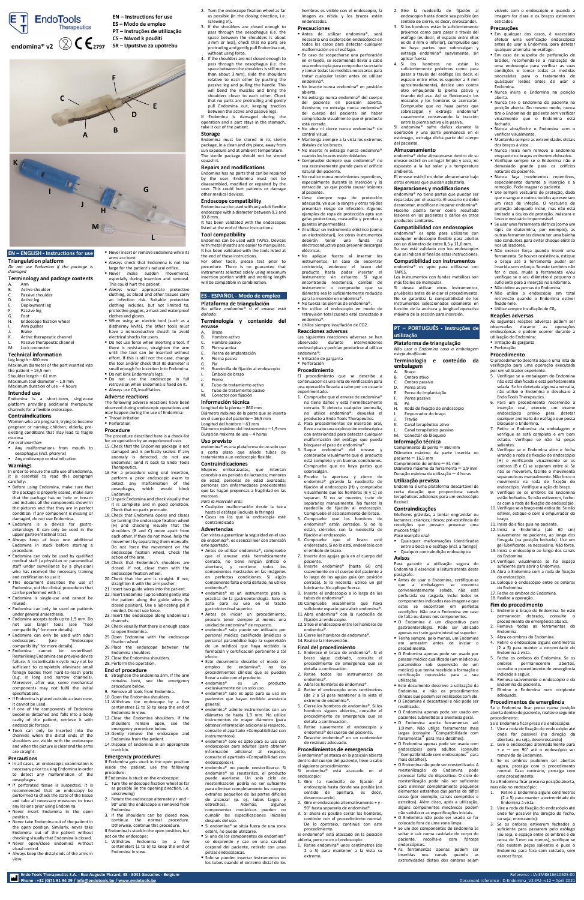EN – Instructions for use
ES – Modo de empleo
PT – Instruções de utilização
CS – Návod k použití
SR – Uputstvo za upotrebu

endomina® v2 2797

## EN – ENGLISH - Instructions for use

### Triangulation platform

*Do not use Endomina if the package is damaged*

### Terminology and package contents

A. Arm
B. Active shoulder
C. Passive shoulder
D. Active leg
E. Deployment leg
F. Passive leg
G. Foot
H. Endoscope fixation wheel
I. Arm pusher
J. Brake
K. Active therapeutic channel
L. Passive therapeutic channel
M. Lock connector

### Technical information

Leg length – 860 mm
Maximum diameter of the part inserted into the patient – 16,5 mm
Shoulder length – 61 mm
Maximum tool diameter – 1,9 mm
Maximum duration of use – 4 hours

### Intended use

Endomina is a short-term, single-use platform providing additional therapeutic channels for a flexible endoscope.

### Contraindications

Women who are pregnant, trying to become pregnant or nursing; children; elderly; pre-existing conditions that may lead to fragile mucosa

*For oral insertion:*

- Any malformations from mouth to oesophagus (incl. pharynx)
- Any endoscopy contraindication

### Warnings

In order to ensure the safe use of Endomina, it is essential to read this paragraph carefully.

- Before using Endomina, make sure that the package is properly sealed, make sure that the package has no hole or breach and includes all the components shown in the pictures and that they are in perfect condition. If any component is missing or damaged, do not use Endomina.
- Endomina is a device for gastro-enterology. It can only be used in the upper gastro-intestinal tract.
- Always keep at least one additional Endomina in stock before starting a procedure.
- Endomina can only be used by qualified medical staff (a physician or paramedical staff under surveillance by a physician) who has received the necessary training and certification to use it.
- This document describes the use of Endomina, not the clinical procedures that can be performed with it.
- Endomina is single-use and cannot be reused.
- Endomina can only be used on patients under general anaesthesia.
- Endomina accepts tools up to 1.9 mm. Do not use larger tools (see "Tool compatibility" for more details).
- Endomina can only be used with adult endoscopes (see "Endoscope compatibility" for more details).
- Endomina cannot be resterilised. Resterilising Endomina can provoke device failure. A resterilization cycle may not be sufficient to completely eliminate small foreign bodies from hard-to-reach parts (e.g. in long and narrow channels). Moreover, after use, some mechanical components may not fulfil the initial specifications.
- If Endomina is placed outside a clean zone, it cannot be used.
- If one of the components of Endomina becomes detached and falls into a body cavity of the patient, retrieve it with endoscopic forceps.
- Tools can only be inserted into the channels when the distal ends of the shoulders are visible with the endoscope and when the picture is clear and the arms are straight.

### Precautions

- In all cases, an endoscopic examination is necessary prior to using Endomina in order to detect any malformation of the oesophagus.
- If perforated tissue is suspected, it is recommended that an endoscopy be performed to check the state of the tissue and take all necessary measures to treat any lesions prior using Endomina.
- Never insert Endomina in the open position.
- Never take Endomina out of the patient in the open position. Similarly, never take Endomina out of the patient without checking visually that Endomina is closed.
- Never open/close Endomina without visual control.
- Always keep the distal ends of the arms in view.
- Never insert or remove Endomina while its arms are bent.
- Always check that Endomina is not too large for the patient's natural orifice.
- Never make sudden movements, especially during insertion and removal. This could hurt the patient.
- Always wear appropriate protective clothing, as blood and other tissues carry an infection risk. Suitable protective clothing includes, but not limited to, protective goggles, a mask and waterproof clothes and gloves.
- When using an electric tool (such as a diathermy knife), the other tools must have a nonconductive sheath to avoid electrical shocks for users.
- Do not use force when inserting a tool. If there is resistance, straighten the arm until the tool can be inserted without effort. If this is still not the case, change the tool and/or check that its diameter is small enough for insertion into Endomina.
- Do not kink Endomina's legs.
- Do not use the endoscope in full retrovision when Endomina is fixed on it.
- Always use $CO_2$ insufflation.

### Adverse reactions

The following adverse reactions have been observed during endoscopic operations and may happen during the use of Endomina:

- Throat irritation
- Perforation

### Procedure

The procedure described here is a check-list for an operation by an experienced user.

15. Check that the Endomina package is not damaged and is perfectly sealed. If any anomaly is detected, do not use Endomina; send it back to Endo Tools Therapeutics.
16. For a procedure using oral insertion, perform a prior endoscopic exam to detect any malformation of the oesophagus, which would block Endomina.
17. Unpack Endomina and check visually that it is complete and in good condition. Check that no parts protrude.
18. Check that Endomina opens and closes by turning the endoscope fixation wheel (H) and checking visually that the shoulders (B and C) move apart from each other. If they do not move, help the movement by separating them manually. Do not force the movement on the endoscope fixation wheel. Check the action of the arm.
19. Check that Endomina's shoulders are closed. If not, close them with the endoscope fixation wheel.
20. Check that the arm is straight. If not, straighten it with the arm pusher.
21. Insert two guide wires into the patient.
22. Insert Endomina (up to 60cm) gently into the patient along the guide wires (in closed position). Use a lubricating gel if needed. Do not use force.
23. Insert the endoscope along Endomina's channels.
24. Check visually that there is enough space to open Endomina.
25. Open Endomina with the endoscope fixation wheel.
26. Place the endoscope between the Endomina shoulders.
27. Close the Endomina shoulders.
28. Perform the operation.

### End of procedure

8. Straighten the Endomina arm. If the arm remains bent, see the emergency procedure below.
9. Remove all tools from Endomina.
10. Open the Endomina shoulders.
11. Withdraw the endoscope by a few centimetres (2 to 5) to keep the end of Endomina in view.
12. Close the Endomina shoulders. If the shoulders remain open, see the emergency procedure below.
13. Gently remove the endoscope and Endomina from the patient.
14. Dispose of Endomina in an appropriate trash bin.

### Emergency procedures

If Endomina gets stuck in the open position inside the patient, use the following procedure:

If Endomina is stuck on the endoscope:

1. Turn the endoscope fixation wheel as far as possible (in the opening direction, i.e. unscrewing)
2. Rotate the endoscope alternately + and – 90° until the endoscope is removed from Endomina.
3. If the shoulders can be closed now, continue the normal procedure. Otherwise, continue this procedure.

If Endomina is stuck in the open position, but not on the endoscope:

1. Withdraw Endomina by a few centimeters (2 to 5) to keep the end of Endomina in view.
2. Turn the endoscope fixation wheel as far as possible (in the closing direction, i.e. screwing in).
3. If the shoulders are closed enough to pass through the oesophagus (i.e. the space between the shoulders is about 3 mm or less), check that no parts are protruding and gently pull Endomina out, without using force.
4. If the shoulders are not closed enough to pass through the oesophagus (i.e. the space between the shoulders is still more than about 3 mm), slide the shoulders relative to each other by pushing the passive leg and pulling the handle. This will bend the shoulders and the shoulders closer to each other. Check that no parts are protruding and gently pull Endomina out, keeping traction between the active and passive legs.

If Endomina is damaged during the operation and a part stays in the stomach, take it out of the patient.

### Storage

Endomina must be stored in its sterile package, in a clean and dry place, away from sun exposure and at ambient temperature. The sterile package should not be stored squash it.

### Repairs and modifications

Endomina has no parts that can be repaired by the user. Endomina must not be disassembled, modified or repaired by the user. This could hurt patients or damage other medical devices.

### Endoscope compatibility

Endomina can be used with any adult flexible endoscope with a diameter between 9.2 and 10.8 mm.

It has been validated with the endoscopes listed at the end of these instructions.

### Tool compatibility

Endomina can be used with TAPES. Devices with metal sheaths are easier to manipulate. It has been validated with the tools listed at the end of these instructions.

For other tools, please test prior to procedure. There is no guarantee that instruments selected solely using maximum insertion portion width and working length will be compatible in combination.

## ES - ESPAÑOL - Modo de empleo

### Plataforma de triangulación

*No utilice endomina® si el envase está dañado.*

### Terminología y contenido del envase

A. Brazo
B. Hombro activo
C. Hombro pasivo
D. Pierna activa
E. Pierna de implantación
F. Pierna pasiva
G. Pie
H. Ruedecilla de fijación al endoscopio
I. Émbolo de brazo
J. Freno
K. Tubo de tratamiento activo
L. Tubo de tratamiento pasivo
M. Conector con fijación

### Información técnica

Longitud de la pierna – 860 mm
Diámetro máximo de la parte que se inserta en el cuerpo del paciente – 16,5 mm
Longitud del hombro – 61 mm
Diámetro máximo del instrumento – 1,9 mm
Duración máxima de uso – 4 horas

### Uso previsto

endomina® es una plataforma de un solo uso a corto plazo que añade tubos de tratamiento a un endoscopio flexible.

### Contraindicaciones

Mujeres embarazadas, que intentan concebir o en periodo de lactancia; menores de edad; personas de edad avanzada; personas con enfermedades preexistentes que las hagan propensas a fragilidad en las mucosas.

*Para la inserción oral:*

- Cualquier malformación desde la boca hasta el esófago (incluida la faringe)
- Casos en los que la endoscopia esté contraindicada

### Advertencias

Con vistas a garantizar la seguridad en el uso de endomina®, es esencial leer con atención este apartado.

- Antes de utilizar endomina®, compruebe que el envase está herméticamente cerrado, no tiene ningún orificio o abertura, y contiene todos los componentes mostrados en las imágenes en perfectas condiciones. Si algún componente falta o está dañado, no utilice endomina®.
- endomina® es un instrumento para la práctica de la gastroenterología. Solo es apto para su uso en el tracto gastrointestinal superior.
- Antes de iniciar un procedimiento, procure tener siempre al menos una unidad de endomina® de repuesto.
- endomina® solo puede ser utilizado por personal médico cualificado (médicos o personal paramédico bajo la supervisión de un médico) que haya recibido la formación y certificación pertinente a tal efecto.
- Este documento describe el modo de empleo de endomina®, no los procedimientos clínicos que se pueden llevar a cabo con el producto.
- endomina® es un producto exclusivamente de un solo uso.
- endomina® solo es apto para su uso en pacientes que hayan recibido anestesia general.
- endomina® admite instrumentos con un diámetro de hasta 1,9 mm. No utilice instrumentos de mayor diámetro (para obtener información adicional al respecto, consulte el apartado «Compatibilidad con instrumentos»).
- endomina® solo es apto para su uso con endoscopios para adultos (para obtener información adicional al respecto, consulte el apartado «Compatibilidad con endoscopios»).
- endomina® no puede reesterilizarse. Si endomina® se reesteriliza, el producto puede averiarse. Un solo ciclo de reesterilización podría no ser suficiente para eliminar completamente los cuerpos extraños pequeños de las partes difíciles de alcanzar (p. ej., tubos largos y estrechos). Además, algunos componentes mecánicos pueden no cumplir las especificaciones iniciales después del uso.
- Si endomina® se sitúa fuera de una zona estéril, no puede utilizarse.
- Si uno de los componentes de endomina® se desprende y cae en una cavidad corporal del paciente, retírelo con unas pinzas endoscópicas.
- Solo se pueden insertar instrumentos en los tubos cuando el extremo distal de los hombros es visible con el endoscopio, la imagen es nítida y los brazos están enderezados.

### Precauciones

- Antes de utilizar endomina®, será necesaria una exploración endoscópica en todos los casos para detectar cualquier malformación en el esófago.
- En caso de sospecharse una perforación en el tejido, se recomienda llevar a cabo una endoscopia para comprobar su estado y tomar todas las medidas necesarias para tratar cualquier lesión antes de utilizar endomina®.
- No inserte nunca endomina® en posición abierta.
- No extraiga nunca endomina® del cuerpo del paciente en posición abierta. Asimismo, no extraiga nunca endomina® del cuerpo del paciente sin haber comprobado visualmente que el producto está cerrado.
- No abra ni cierre nunca endomina® sin control visual.
- Mantenga siempre a la vista los extremos distales de los brazos.
- No inserte ni extraiga nunca endomina® cuando los brazos estén doblados.
- Compruebe siempre que endomina® no sea excesivamente grande para el orificio natural del paciente.
- No realice nunca movimientos repentinos, especialmente durante la inserción y la extracción, ya que podría causar lesiones al paciente.
- Lleve siempre ropa de protección adecuada, ya que la sangre y otros tejidos presentan riesgo de infección. Algunos ejemplos de ropa de protección apta son gafas protectoras, mascarilla y prendas y guantes impermeables.
- Al utilizar un instrumento eléctrico (como un electrobisturí), los otros instrumentos deberán tener una funda no electroconductiva para prevenir descargas eléctricas.
- No aplique fuerza al insertar los instrumentos. En caso de encontrar resistencia, enderece el brazo del producto hasta poder insertar el instrumento sin esfuerzo. Si sigue encontrando resistencia, cambie de instrumento o compruebe que su diámetro sea lo suficientemente reducido para la inserción en endomina®.
- No tuerza las piernas de endomina®.
- No utilice el endoscopio en modo de retrovisión total cuando esté conectado a endomina®.
- Utilice siempre insuflación de $CO_2$.

### Reacciones adversas

Las siguientes reacciones adversas se han observado durante intervenciones endoscópicas y podrían producirse al utilizar endomina®:

- Irritación de garganta
- Perforación

### Procedimiento

El procedimiento que se describe a continuación es una lista de verificación para una operación llevada a cabo por un usuario experimentado.

1. Compruebe que el envase de endomina® no tiene daños y está herméticamente cerrado. Si detecta cualquier anomalía, no utilice endomina®; devuelva el producto a Endo Tools Therapeutics.
2. Para procedimientos de inserción oral, lleve a cabo una exploración endoscópica con anterioridad para detectar cualquier malformación del esófago que pueda bloquear el paso de endomina®.
3. Saque endomina® del envase y compruebe visualmente que el producto está completo y en buenas condiciones. Compruebe que no haya partes que sobresalgan.
4. Pruebe la apertura y cierre de endomina® girando la ruedecilla de fijación al endoscopio (H) y compruebe visualmente que los hombros (B y C) se separan. Si no se mueven, trate de separarlos manualmente. No fuerce la ruedecilla de fijación al endoscopio. Compruebe el accionamiento del brazo.
5. Compruebe que los hombros de endomina® estén cerrados. Si no lo están, ciérrelos con la ruedecilla de fijación al endoscopio.
6. Compruebe que el brazo esté enderezado. Si no lo está, enderécelo con el émbolo de brazo.
7. Inserte dos agujas guía en el cuerpo del paciente.
8. Inserte endomina® (hasta 60 cm) suavemente en el cuerpo del paciente a lo largo de las agujas guía (en posición cerrada). Si lo necesita, utilice un gel lubricante. No aplique fuerza.
9. Inserte el endoscopio a lo largo de los tubos de endomina®.
10. Compruebe visualmente que haya suficiente espacio para abrir endomina®.
11. Abra endomina® con la ruedecilla de fijación al endoscopio.
12. Sitúe el endoscopio entre los hombros de endomina®.
13. Cierre los hombros de endomina®.
14. Realice la intervención.

### Final del procedimiento

1. Enderece el brazo de endomina®. Si el brazo sigue doblado, consulte el procedimiento de emergencia que se detalla a continuación.
2. Retire todos los instrumentos de endomina®.
3. Abra los hombros de endomina®.
4. Retire el endoscopio unos centímetros (de 2 a 5) para mantener a la vista el extremo de endomina®.
5. Cierre los hombros de endomina®. Si los hombros siguen abiertos, consulte el procedimiento de emergencia que se detalla a continuación.
6. Retire suavemente el endoscopio y endomina® del cuerpo del paciente.
7. Deseche endomina® en un contenedor de residuos adecuado.

### Procedimientos de emergencia

Si endomina® se atasca en la posición abierta dentro del cuerpo del paciente, lleve a cabo el siguiente procedimiento:

Si endomina® está atascado en el endoscopio:

1. Gire la ruedecilla de fijación al endoscopio hasta donde sea posible (en sentido de apertura, es decir, desenroscando).
2. Gire el endoscopio alternativamente + y - 90° hasta separarlo de endomina®.
3. Si ahora es posible cerrar los hombros, continúe con el procedimiento normal. De lo contrario, continúe con este procedimiento.

Si endomina® está atascado en la posición abierta, pero no en el endoscopio:

1. Retire endomina® unos centímetros (de 2 a 5) para mantener a la vista su extremo.
2. Gire la ruedecilla de fijación al endoscopio hasta donde sea posible (en sentido de cierre, es decir, enroscando).
3. Si los hombros están lo suficientemente próximos como para pasar a través del esófago (es decir, el espacio entre ellos es de 3 mm o inferior), compruebe que no haya partes que sobresalgan y extraiga endomina® suavemente, sin aplicar fuerza.
4. Si los hombros no están lo suficientemente próximos como para pasar a través del esófago (es decir, el espacio entre ellos es superior a 3 mm aproximadamente), deslice uno contra otro empujando la pierna pasiva y tirando del asa. Así se flexionarán los músculos y los hombros se acercarán. Compruebe que no haya partes que sobresalgan y extraiga endomina® suavemente conservando la tracción entre la pierna activa y la pasiva.

Si endomina® sufre daños durante la operación y una parte permanece en el estómago, extraiga dicha parte del cuerpo del paciente.

### Almacenamiento

endomina® debe almacenarse dentro de su envase estéril en un lugar limpio y seco, no expuesto a la luz solar y a temperatura ambiente.

El envase estéril no debe almacenarse bajo otros envases que puedan aplastarlo.

### Reparaciones y modificaciones

endomina® no tiene partes que puedan ser reparadas por el usuario. El usuario no debe desmontar, modificar ni reparar endomina®. Hacerlo podría tener como resultado lesiones en los pacientes o daños en otros productos sanitarios.

### Compatibilidad con endoscopios

endomina® es apto para utilizarse con cualquier endoscopio flexible para adultos con un diámetro de entre 8,5 y 11,0 mm.

Su uso está validado con los endoscopios que se indican al final de estas instrucciones.

### Compatibilidad con instrumentos

endomina® es apto para utilizarse con TAPES.

Los instrumentos con fundas metálicas son más fáciles de manipular.

Si desea utilizar otros instrumentos, pruébelos antes de iniciar el procedimiento. No se garantiza la compatibilidad de los instrumentos seleccionados solamente en función de la anchura y longitud operativa máxima de la sección para inserción.

## PT – PORTUGUÊS - Instruções de utilização

### Plataforma de triangulação

*Não usar o Endomina caso a embalagem esteja danificada*

### Terminologia e conteúdo da embalagem

A. Braço
B. Ombro ativo
C. Ombro passivo
D. Perna ativa
E. Perna de implantação
F. Perna passiva
G. Pé
H. Roda de fixação do endoscópio
I. Empurrador do braço
J. Travão
K. Canal terapêutico ativo
L. Canal terapêutico passivo
M. Conector de bloqueio

### Informação técnica

Comprimento da perna – 860 mm
Diâmetro máximo da parte inserida no paciente – 16,5 mm
Comprimento do ombro – 61 mm
Diâmetro máximo da ferramenta – 1,9 mm
Duração máxima da utilização – 4 horas

### Utilização prevista

Endomina é uma plataforma descartável de curta duração que proporciona canais terapêuticos adicionais para um endoscópio flexível.

### Contraindicações

Mulheres grávidas, a tentar engravidar ou lactantes; crianças; idosos; pré-existência de condições que possam provocar uma mucosa frágil

*Para inserção oral:*

- Quaisquer malformações identificadas entre a boca e o esófago (incl. a faringe)
- Qualquer contraindição endoscópica

### Avisos

Para garantir a utilização segura do Endomina é essencial a leitura atenta deste parágrafo.

- Antes de usar o Endomina, certifique-se que a embalagem se encontra convenientemente selada, não está perfurada ou rasgada, inclui todos os componentes indicados nas imagens e que estes se encontram em perfeitas condições. Não use o Endomina em caso de falta ou danos nos componentes.
- O Endomina é um dispositivo para gastroenterologia. Pode ser utilizado apenas no trato gastrointestinal superior.
- Tenha sempre, pelo menos, um Endomina em armazém antes de iniciar o procedimento.
- O Endomina apenas pode ser usado por pessoal médico qualificado (um médico ou paramédico sob supervisão de um médico) que tenha recebido a formação e certificação necessária para a sua utilização.
- Este documento descreve a utilização da Endomina, e não os procedimentos clínicos que podem ser realizados com ele.
- O Endomina é descartável e não pode ser reutilizado.
- O Endomina apenas pode ser usado em pacientes submetidos a anestesia geral.
- O Endomina aceita ferramentas até 1,9 mm. Não utilize ferramentas mais largas (consulte "Compatibilidade com ferramentas" para mais detalhes).
- O Endomina apenas pode ser usado com endoscópios para adultos (consulte "Compatibilidade com endoscópios" para mais detalhes).
- O Endomina não pode ser reesterilizado. A reesterilização do Endomina pode provocar falha do dispositivo. O ciclo de reesterilização pode não ser suficiente para eliminar completamente pequenos elementos estranhos das partes de difícil acesso (por exemplo, canais compridos e estreitos). Além disso, após a utilização, alguns componentes mecânicos podem não satisfazer as especificações iniciais.
- O Endomina não pode ser usado se for colocado fora de uma zona limpa.
- Se um dos componentes do Endomina se soltar e cair numa cavidade do corpo do paciente, recolha-o com fórceps endoscópicos.
- As ferramentas apenas podem ser inseridas nos canais quando as extremidades distais dos ombros sejam visíveis com o endoscópio e quando a imagem for clara e os braços estiverem esticados.

### Precauções

- Em qualquer dos casos, é necessário efetuar uma verificação endoscópica antes de usar o Endomina, para detetar qualquer anomalia no esófago.
- Em caso de suspeita de perfuração de tecidos, recomenda-se a realização de uma endoscopia para verificar as suas condições e tomar todas as medidas necessárias para o tratamento de quaisquer lesões antes de usar o Endomina.
- Nunca insira o Endomina na posição aberta.
- Nunca tire o Endomina do paciente na posição aberta. De igual modo, nunca tire o Endomina do paciente sem verificar visualmente que o Endomina está fechado.
- Nunca abra/feche o Endomina sem o verificar visualmente.
- Mantenha sempre as extremidades distais dos braços à vista.
- Nunca insira nem remova o Endomina enquanto os braços estiverem dobrados.
- Verifique sempre se o Endomina não é demasiado grande para os orifícios naturais do paciente.
- Nunca faça movimentos repentinos, especialmente durante a inserção e a remoção. Pode magoar o paciente.
- Use sempre vestuário de proteção, dado que o sangue e outros tecidos apresentam um risco de infeção. O vestuário de proteção adequado inclui, mas não está limitado a óculos de proteção, máscara e luvas e vestuário impermeável.
- Se usar uma ferramenta elétrica (como um lápis de diatermina, por exemplo), as outras ferramentas devem ter uma bainha não condutora para evitar choque elétrico nos utilizadores.
- Não exercer força quando inserir uma ferramenta. Se houver resistência, estique o braço até a ferramenta poder ser inserida sem esforço. Se este também não for o caso, mude a ferramenta e/ou verifique se o seu diâmetro é pequeno o suficiente para a inserção no Endomina.
- Não dobre as pernas do Endomina.
- Não utilize o endoscópio em total retrovisão quando o Endomina estiver fixado nele.
- Utilize sempre insuflação de $CO_2$.

### Reações adversas

As seguintes reações adversas podem ser observadas durante as operações endoscópicas e podem ocorrer durante a utilização do Endomina:

- Irritação da garganta
- Perfuração

### Procedimento

O procedimento descrito aqui é uma lista de verificação para uma operação executada por um utilizador experiente.

5. Verifique se a embalagem do Endomina não está danificada e está perfeitamente selada. Se for detetada alguma anomalia, não utilize o Endomina e devolva-o à Endo Tools Therapeutics.
6. Para um procedimento recorrendo a inserção oral, execute um exame endoscópico prévio para detetar qualquer anomalia do esófago que possa bloquear o Endomina.
7. Retire o Endomina da embalagem e verifique se está completo e em bom estado. Verifique se não há peças salientes.
8. Verifique se o Endomina abre e fecha virando a roda de fixação do endoscópio (H) e verificando visualmente se os ombros (B e C) se separam entre si. Se não se moverem, facilite o movimento separando-os manualmente. Não force o movimento na roda de fixação do endoscópio. Verifique a ação do braço.
9. Verifique se os ombros do Endomina estão fechados. Se não estiverem, feche-os com a roda de fixação do endoscópio.
10. Verifique se o braço está esticado. Se não estiver, estique-o com o empurrador do braço.
11. Insira dois fios guia no paciente.
12. Insira o Endomina (até 60 cm) suavemente no paciente, ao longo dos fios guia (na posição fechada). Use um gel lubrificante, se necessário. Não force.
13. Insira o endoscópio ao longo dos canais do Endomina.
14. Verifique visualmente se há espaço suficiente para abrir o Endomina.
15. Abra o Endomina com a roda de fixação do endoscópio.
16. Coloque o endoscópio entre os ombros do Endomina.
17. Feche os ombros do Endomina.
18. Realize a operação.

### Fim do procedimento

1. Endireite o braço do Endomina. Se este permanecer dobrado, consulte o procedimento de emergência abaixo.
2. Remova todas as ferramentas do Endomina.
3. Abra os ombros do Endomina.
4. Retire o endoscópio alguns centímetros (2 a 5) para manter a extremidade do Endomina à vista.
5. Feche os ombros do Endomina. Se os ombros permanecerem abertos, consulte o procedimento de emergência indicado a seguir.
6. Remove suavemente o endoscópio e do Endomina do paciente.
7. Elimine o Endomina num recipiente adequado.

### Procedimentos de emergência

Se o Endomina ficar preso numa posição aberta dentro do paciente, realize o seguinte procedimento:

Se o Endomina ficar preso no endoscópio:

1. Vire a roda de fixação do endoscópio até onde for possível (na direção da abertura, ou seja, desenroscando)
2. Gire o endoscópio alternadamente para + e – em 90° até o endoscópio ser removido do Endomina.
3. Se os ombros puderem ser abertos agora, prossiga com o procedimento normal. Caso contrário, prossiga com este procedimento.

Se o Endomina ficar preso na posição aberta, mas não no endoscópio:

1. Retire o Endomina alguns centímetros (2 a 5) para manter a extremidade do Endomina à vista.
2. Vire a roda de fixação do endoscópio até onde for possível (na direção do fecho, ou seja, enroscando).
3. Se os ombros estiverem fechados o suficiente para passarem pelo esófago (ou seja, o espaço entre os ombros é de cerca de 3 mm ou menos), verifique se não existem peças salientes e puxe o Endomina para fora com cuidado, sem exercer força.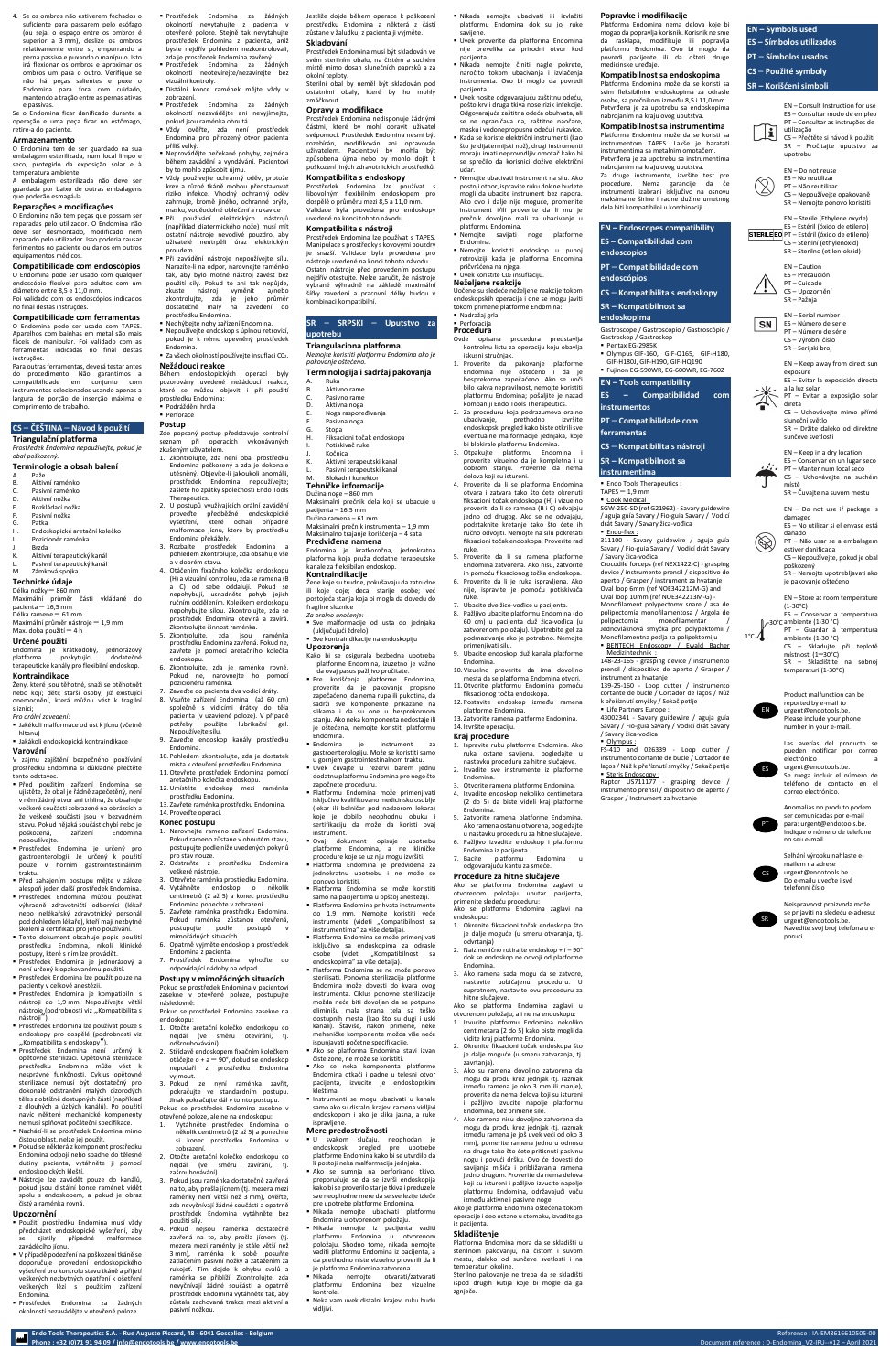4. Se os ombros não estiverem fechados o suficiente para passarem pelo esófago (ou seja, o espaço entre os ombros é superior a 3 mm), deslize os ombros relativamente entre si, empurrando a perna passiva e puxando o manípulo. Isto irá flexionar os ombros e aproximar os ombros um para o outro. Verifique se não há peças salientes e puxe o Endomina para fora com cuidado, mantendo a tração entre as pernas ativas e passivas.

Se o Endomina ficar danificado durante a operação e uma peça ficar no estômago, retire-a do paciente.

## Armazenamento

O Endomina tem de ser guardado na sua embalagem esterilizada, num local limpo e seco, protegido da exposição solar e à temperatura ambiente.

A embalagem esterilizada não deve ser guardada por baixo de outras embalagens que poderão esmagá-la.

## Reparações e modificações

O Endomina não tem peças que possam ser reparadas pelo utilizador. O Endomina não deve ser desmontado, modificado nem reparado pelo utilizador. Isso poderia causar ferimentos no paciente ou danos em outros equipamentos médicos.

## Compatibilidade com endoscópios

O Endomina pode ser usado com qualquer endoscópio flexível para adultos com um diâmetro entre 8,5 e 11,0 mm.

Foi validado com os endoscópios indicados no final destas instruções.

## Compatibilidade com ferramentas

O Endomina pode ser usado com TAPES. Apareihos com bainhas em metal são mais fáceis de manipular. Foi validado com as ferramentas indicadas no final destas instruções.

Para outras ferramentas, deverá testar antes do procedimento. Não garantimos a compatibilidade em conjunto com instrumentos selecionados usando apenas a largura de porção de inserção máxima e comprimento de trabalho.

## CS – ČEŠTINA – Návod k použití

### Triangulační platforma

*Prostředek Endomina nepoužívejte, pokud je obal poškozený.*

### Terminologie a obsah balení

A. Paže
B. Aktivní raménko
C. Pasivní raménko
D. Aktivní nožka
E. Rozkládací nožka
F. Pasivní nožka
G. Patka
H. Endoskopické aretační kolečko
I. Pozicionér raménka
J. Brzda
K. Aktivní terapeutický kanál
L. Pasivní terapeutický kanál
M. Zámková spojka

### Technické údaje

Délka nožky — 860 mm
Maximální průměr části vkládané do pacienta — 16,5 mm
Délka ramene — 61 mm
Maximální průměr nástroje — 1,9 mm
Max. doba použití — 4 h

### Určené použití

Endomina je krátkodobý, jednorázový platforma poskytující dodatečné terapeutické kanály pro flexibilní endoskop.

### Kontraindikace

Ženy, které jsou těhotné, snaží se otěhotnět nebo kojí; děti; starší osoby; již existující onemocnění, které můžou vést k fragilní sliznici;

*Pro ordiní zavedení:*

- Jakékoli malformace od úst k jícnu (včetně hltanu)
- Jakékoli endoskopická kontraindikace

### Varování

V zájmu zajištění bezpečného používání prostředku Endomina si důkladně přečtěte tento odstavec.

- Před použitím zařízení Endomina se ujistěte, že obal je řádně zapečetěný, není v něm žádný otvor ani trhlina, že obsahuje veškeré součásti zobrazené na obrázcích a že veškeré součásti jsou v bezvadném stavu. Pokud nějaká součást chybí nebo je poškozená, zařízení Endomina nepoužívejte.
- Prostředek Endomina je určený pro gastroenterology. Je určený k použití pouze v horním gastrointestinálním traktu.
- Před zahájením postupu mějte v záloze alespoň jeden další prostředek Endomina.
- Prostředek Endomina můžou používat výhradně zdravotníci odborníci (lékař nebo nelékařský zdravotnický personál pod dohledem lékaře), kteří mají nezbytné školení a certifikaci pro jeho používání.
- Tento dokument obsahuje popis použití prostředku Endomina, nikoli klinické postupy, které s ním lze provádět.
- Prostředek Endomina je jednorázový a není určený k opakovanému použití.
- Prostředek Endomina lze použít pouze na pacienty v celkové anestezii.
- Prostředek Endomina je kompatibilní s nástroji do 1,9 mm. Nepoužívejte větší nástroje (podrobnosti viz „Kompatibilita s nástroji").
- Prostředek Endomina lze používat pouze s endoskopy pro dospělé (podrobnosti viz „Kompatibilita s endoskopy").
- Prostředek Endomina není určený k opětovné sterilizaci. Opětovná sterilizace prostředku Endomina může vést k nesprávné funkčnosti. Cyklus opětovné sterilizace nemusí být dostatečný pro dokonalé odstranění malých ozdobných tělesa zbytků dostupných částí (například z dlouhých a úzkých kanálů). Po použití navíc některé mechanické komponenty nemusí splňovat počáteční specifikace.
- Nachází-li se prostředek Endomina mimo čistou oblast, nelze jej použít.
- Pokud se některá z komponent prostředku Endomina odpojí nebo spadne do tělesné dutiny pacienta, vytáhněte ji pomocí endoskopických kleští.
- Nástroje lze zavádět pouze do kanálů, pokud jsou distální konce raménék vidět spolu s endoskopem, a pokud je obraz čistý a raménka rovná.

### Upozornění

- Použití prostředku Endomina musí vždy předcházet endoskopické vyšetření, aby se zjistily případné malformace závadného jícnu.
- V případě podezření na poškození tkáně se doporučuje provedení endoskopického vyšetření pro kontrolu stavu tkáně a přijetí veškerých nezbytných opatření k ošetření veškerých lézí s použitím zařízení Endomina.
- Prostředek Endomina za žádných okolností nezavádějte v otevřené poloze.
- Prostředek Endomina za žádných okolností nevytahujte z pacienta v otevřené poloze. Stejně tak nevytahujte prostředek Endomina z pacienta, aniž byste nejdříve pohledem nezkontrolovali, zda je prostředek Endomina zavřený.
- Prostředek Endomina za žádných okolností neotevírejte/nezavírejte bez vizuální kontroly.
- Distální konce ramének mějte vždy v zobrazení.
- Prostředek Endomina za žádných okolností nerozkládejte ani nevyjímejte, pokud jsou raménka ohnutá.
- Vždy ověřte, zda není prostředek Endomina pro přirozený otvor pacienta příliš velký.
- Nepravidelně nečekané pohyby, zejména během zavádění a vyndávání. Pacientovi by to mohlo způsobit újmu.
- Vždy používejte ochranný oděv, protože krev a různé tkáně mohou představovat riziko infekce. Ochranný oděv zahrnuje, kromě jiného, ochranné brýle, masku, voděodolné oblečení a rukavice.
- Při používání elektrických nástrojů (například diatermických nožů) musí mít ostatní nástroje nevodivé povrchy, aby uživatele neutrpěli úraz elektrickým proudem.
- Při zavádění nástroje nepoužívejte sílu. Narazíte-li na odpor, narovnejte raménko tak, aby bylo možné nástroj zavést bez použití síly. Pokud to ani tak nepůjde, zkuste nástroj vyměnit a/nebo zkontrolujte, zda je jeho průměr dostatečně malý na zavedení do prostředku Endomina.
- Neohýbejte nohy zařízení Endomina.
- Nepoužívejte endoskop s úplnou retrovizí, pokud je k němu upevněný prostředek Endomina.
- Za všech okolností používejte insuflaci $CO_2$.

### Nežádoucí reakce

Během endoskopických operací byly pozorovány uvedené nežádoucí reakce, které se můžou objevit i při použití prostředku Endomina:

- Podráždění hrdla
- Perforace

### Postup

Zde popsaný postup představuje kontrolní seznam při operacích vykonávaných zkušeným uživatelem.

1. Zkontrolujte, zda není obal prostředku Endomina poškozený a zda je dobové uzavřený. Objeví-li jakoukoli anomálii, prostředek Endomina nepoužívejte; zašlete ho zpátky společnosti Endo Tools Therapeutics.
2. U postupů využívajících orální zavádění provedte předběžné endoskopické vyšetření, které odhalí případné malformace jícnu, které by prostředku Endomina překážely.
3. Rozbalte prostředek Endomina a pohledem zkontrolujte, zda obsahuje vše v v dobrém stavu.
4. Otáčením fixačního kolečka endoskopu (H) a vizuální kontrolou, zda se ramena (B a C) od sebe oddalují. Pokud se nepohybují, usnadněte pohyb jejich ručním oddělením. Kolečkem endoskopu nepohybujte silou. Zkontrolujte, zda se prostředek Endomina otevírá a zavírá. Zkontrolujte činnost raménka.
5. Zkontrolujte, zda jsou raménka prostředku Endomina zavřená. Pokud ne, otočte je pomocí aretačního kolečka endoskopu.
6. Zkontrolujte, zda je raménko rovné. Pokud ne, narovnejte ho pomocí pozicionéru raménka.
7. Zavedte do pacienta dva vodící drátky.
8. Vsuňte zařízení Endomina (až 60 cm) společně s vodícími drátky do těla pacienta (v uzavřené poloze). V případě potřeby použijte lubrikační gel. Nepoužívejte sílu.
9. Zavedte endoskop kanály prostředku Endomina.
10. Pohledem zkontrolujte, zda je dostatek místa k otevření prostředku Endomina.
11. Otevřete prostředek Endomina pomocí aretačního kolečka endoskopu.
12. Umístěte endoskop mezi raménka prostředku Endomina.
13. Zavřete raménka prostředku Endomina.
14. Provedte operaci.

### Konec postupu

1. Narovnejte rameno zařízení Endomina. Pokud rameno zůstane v ohnutém stavu, postupujte podle níže uvedených pokynů pro tuto situace.
2. Odstraňte z prostředku Endomina veškeré nástroje.
3. Otevřete raménka prostředku Endomina.
4. Vytáhněte endoskop o několik centimetrů (2 až 5) a pokud prostředek Endomina ponechte v zobrazení.
5. Zavřete raménka prostředku Endomina. Pokud raménka zůstanou otevřená, postupujte podle postupů v mimořádných situacích.
6. Opatrně vyjměte endoskop a prostředek Endomina z pacienta.
7. Prostředek Endomina vyhoďte do odpovídající nádoby na odpad.

### Postupy v mimořádných situacích

Pokud se prostředek Endomina v pacientovi zasekne v otevřené poloze, postupujte následovně:

Pokud se prostředek Endomina zasekne na endoskopu:

1. Otočte aretační kolečko endoskopu co nejdál ve směru otevírání, tj. odšroubováváni).
2. Střídavě endoskopem fixačním kolečkem otáčejte o + a — 90°, dokud se endoskop nepodaří z prostředku Endomina vyjmout.
3. Pokud lze nyní raménka zavřít, pokračujte ve standardním postupu. Jinak pokračujte dál v tomto postupu.

Pokud se prostředek Endomina zasekne v otevřené poloze, ale ne na endoskopu:

1. Vytáhněte prostředek Endomina o několik centimetrů (2 až 5) a ponechte si konec prostředku Endomina v zobrazení.
2. Otočte aretační kolečko endoskopu co nejdál (ve směru zavírání, tj. zašroubovávání).
3. Pokud jsou raménka dostatečně zavřená na to, aby prošla jícnem (tj. mezera mezi raménky není větší než 3 mm), ověřte, zda nevyčnívají žádné součásti a opatrně prostředek Endomina vytáhněte bez použití síly.
4. Pokud nejsou raménka dostatečně zavřená na to, aby prošla jícnem (tj. mezera mezi raménky je stále větší než 3 mm), raménka k sobě posuňte zatlačením pasivní nožky a zatažením za rukojeť. Tím dojde k ohybu sválů a raménka se přiblíží. Zkontrolujte, zda nevyčnívají žádné součásti a opatrně prostředek Endomina vytáhněte tak, aby zůstala zachovaná trakce mezi aktivní a pasivní nožkou.

Jestliže dojde během operace k poškození prostředku Endomina a některá z částí zůstane v žaludku, z pacienta ji vyjměte.

### Skladování

Prostředek Endomina musí být skladován ve svém sterilním obalu, na čistém a suchém místě mimo dosah slunečních paprsků a za okolní teploty.

Sterilní obal by neměl být skladován pod ostatními obaly, které by ho mohly zmáčknout.

### Opravy a modifikace

Prostředek Endomina neobsahuje žádnými částmi, které by mohl opravit sám uživatel svépomoci. Prostředek Endomina nesmí být rozebírán, modifikován ani opravován uživatelem. Pacientovi by mohlo být způsobena újma nebo by mohlo dojít k poškození jiných zdravotnických prostředků.

### Kompatibilita s endoskopy

Prostředek Endomina lze používat s libovolným flexibilním endoskopem pro dospělé o průměru mezi 8,5 a 11,0 mm.

Validace byla provedena pro endoskopy uvedené na konci tohoto návodu.

### Kompatibilita s nástroji

Prostředek Endomina lze používat s TAPES. Manipulace s prostředky s kovovými pouzdry je snazší. Validace byla provedena pro nástroje uvedené na konci tohoto návodu.

Ostatní nástroje před provedením postupu nejdříve otestujte. Nelze zaručit, že nástroje vybrané výhradně na základě maximální šířky zavedení a pracovní délky budou v kombinaci kompatibilní.

## SR – SRPSKI – Uputstvo za upotrebu

### Triangulaciona platforma

*Nemojte koristiti platformu Endomina ako je pakovanje oštećeno.*

### Terminologija i sadržaj pakovanja

A. Ruka
B. Aktivno rame
C. Pasivno rame
D. Aktivna noga
E. Noga raspoređivanja
F. Pasivna noga
G. Stopa
H. Fiksacioni točak endoskopa
I. Potiskivač ruke
J. Kočnica
K. Aktivni terapeutski kanal
L. Pasivni terapeutski kanal
M. Blokadni konektor

### Tehničke informacije

Dužina noge – 860 mm
Maksimalni prečnik dela koji se ubacuje u pacijenta – 16,5 mm
Dužina ramena – 61 mm
Maksimalni prečnik instrumenta – 1,9 mm
Maksimalno trajanje korišćenja – 4 sata

### Predviđena namena

Endomina je kratkoročna, jednokratna platforma koja pruža dodatne terapeutske kanale za fleksibilan endoskop.

### Kontraindikacije

Žene koje su trudne, pokušavaju da zatrudne ili koje doje; deca; starije osobe; već postojeća stanja koja bi mogla da dovedu do fragilne sluznice

*Za oralno uvođenje:*

- Sve malformacije od usta do jednjaka (uključujući ždrelo)
- Sve kontraindikacije na endoskopiju

### Upozorenja

Kako bi se osigurala bezbedna upotreba platforme Endomina, budite sigurni da ste da ovaj pasus pažljivo pročitate.

- Pre korišćenja platforme Endomina, proverite da je pakovanje propisno zapečaćeno, da nema rupa ili pukotina, da sadrži sve komponente prikazane na slikama i da su one u besprekornom stanju. Ako neka komponenta nedostaje ili je oštećena, nemojte koristiti platformu Endomina.
- Endomina je instrument za gastroenterologe. Može se koristiti samo u gornjem gastrointestinalnom traktu.
- Uvek čuvajte u rezervi barem jednu dodatnu platformu Endomina pre nego što započnete proceduru.
- Platformu Endomina može primenjivati isključivo kvalifikovano medicinsko osoblje (lekar ili bolničar pod nadzorom lekara) koje je dobilo neophodnu obuku i sertifikaciju da može da koristi ovaj instrument.
- Ovaj dokument opisuje upotrebu platforme Endomina, a ne kliničke procedure koje se uz nju mogu izvršiti.
- Platforma Endomina je predviđena za jednokratnu upotrebu i ne može se ponovo koristiti.
- Platforma Endomina se može koristiti samo na pacijentima u opštoj anesteziji.
- Platforma Endomina prihvata instrumente do 1,9 mm. Nemojte koristiti veće instrumente (videti „Kompatibilnost sa instrumentima" za više detalja).
- Platforma Endomina se može primenjivati isključivo sa endoskopima za odrasle osobe (videti „Kompatibilnost sa endoskopima" za više detalja).
- Platforma Endomina se ne može ponovo sterilisati. Ponovna sterilizacija platforme Endomina može dovesti do kvara ovog instrumenta. Ciklus ponovne sterilizacije možda neće biti dovoljan da se potpuno eliminišu mala strana tela sa teško dostupnih mesta (kao što su dugi i uski kanali). Štaviše, nakon primene, neke mehaničke komponente možda više neće ispunjavati početne specifikacije.
- Ako se platforma Endomina stavi izvan čiste zone, ne može se koristiti.
- Ako se neka komponenta platforme Endomina otkači i padne u telesnu otvor pacijenta, izvucite je endoskopskim klještima.
- Instrumenti se mogu ubacivati u kanale samo ako su distalni krajevi ramena vidljivi endoskopom i ako je slika jasna, a ruke ispravljene.

### Mere predostrožnosti

- U svakom slučaju, neophodan je endoskopski pregled pre upotrebe platforme Endomina kako bi se utvrdilo da li postoji neka malformacija jednjaka.
- Ako se sumnja na perforirano tkivo, preporučuje se da se izvrši endoskopija kako bi se proverilo stanje tkiva i preduzele sve neophodne mere da se sve lezije izleče pre upotrebe platforme Endomina.
- Nikada nemojte ubacivati platformu Endomina u otvorenom položaju.
- Nikada nemojte iz pacijenta vaditi platformu Endomina u otvorenom položaju. Shodno tome, nikada nemojte vaditi platformu Endomina iz pacijenta, a da prethodno niste vizuelno proverili da li je platforma Endomina zatvorena.
- Nikada nemojte otvarati/zatvarati platformu Endomina bez vizuelne kontrole.
- Neka vam uvek distalni krajevi ruku budu vidljivi.
- Nikada nemojte ubacivati ni izvlačiti platformu Endomina dok su joj ruke savijene.
- Uvek proverite da platforma Endomina nije prevelika za prirodni otvor kod pacijenta.
- Nikada nemojte činiti nagle pokrete, naročito tokom ubacivanja i izvlačenja instrumenta. Ovo bi moglo da povredi pacijenta.
- Uvek nosite odgovarajuću zaštitnu odeću, pošto krv i druga tkiva nose rizik infekcije. Odgovarajuća zaštitna odeća obuhvata, ali se ne ograničava na, zaštitne naočare, masku i vodonepropusnu odeću i rukavice.
- Kada se koriste električni instrumenti (kao što je dijatermijski nož), drugi instrumenti moraju imati neprovodljiv omotač kako bi se sprečilo da korisnik doživi električni udar.
- Nemojte ubacivati instrument na silu. Ako postoji otpor, ispravite ruku dok ne budete mogli da ubacite instrument bez napora. Ako ovo i dalje nije moguće, promenite instrument i/ili proverite da li mu je prečnik dovoljno mali za ubacivanje u platformu Endomina.
- Nemojte savijati noge platforme Endomina.
- Nemojte koristiti endoskop u punoj retroviziji kada je platforma Endomina pričvršćena na njega.
- Uvek koristite $CO_2$ insuflaciju.

### Neželjene reakcije

Uočene su sledeće neželjene reakcije tokom endoskopskih operacija i one se mogu javiti tokom primene platforme Endomina:

- Nadražaj grla
- Perforacija

### Procedura

Ovde opisana procedura predstavlja kontrolnu listu za operaciju koju obavlja iskusni stručnjak.

1. Proverite da pakovanje platforme Endomina nije oštećeno i da je besprekorno zapečaćeno. Ako se uoči bilo kakva nepravilnost, nemojte koristiti platformu Endomina; pošaljite je nazad kompaniji Endo Tools Therapeutics.
2. Za proceduru koja podrazumeva oralno ubacivanje, prethodno izvršite endoskopski pregled kako biste otkrili sve eventualne malformacije jednjaka, koje bi blokirale platformu Endomina.
3. Otpakujte platformu Endomina i proverite vizuelno da je kompletna i u dobrom stanju. Proverite da nema delova koji su istureni.
4. Proverite da li se platforma Endomina otvara i zatvara tako što ćete okrenuti fiksacioni točak endoskopa (H) i vizuelno proveriti da li se ramena (B i C) odvajaju jedno od drugog. Ako se ne odvajaju, podstaknite kretanje tako što ćete ih ručno odvojiti. Nemojte na silu pokretati fiksacioni točak endoskopa. Proverite rad ruke.
5. Proverite da li su ramena platforme Endomina zatvorena. Ako nisu, zatvorite ih pomoću fiksacionog točka endoskopa.
6. Proverite da li je ruka ispravljena. Ako nije, ispravite je pomoću potiskivača ruke.
7. Ubacite dve žice-vođice u pacijenta.
8. Pažljivo ubacite platformu Endomina (do 60 cm) u pacijenta duž žica-vođica (u zatvorenom položaju). Upotrebite gel za podmazivanje ako je potrebno. Nemojte primenjivati silu.
9. Ubacite endoskop duž kanala platforme Endomina.
10. Vizuelno proverite da ima dovoljno mesta da se platforma Endomina otvori.
11. Otvorite platformu Endomina pomoću fiksacionog točka endoskopa.
12. Postavite endoskop između ramena platforme Endomina.
13. Zatvorite ramena platforme Endomina.
14. Izvršite operaciju.

### Kraj procedure

1. Ispravite ruku platforme Endomina. Ako ruka ostane savijena, pogledajte u nastavku proceduru za hitne slučajeve.
2. Izvadite sve instrumente iz platforme Endomina.
3. Otvorite ramena platforme Endomina.
4. Izvadite endoskop nekoliko centimetara (2 do 5) da biste videli kraj platforme Endomina.
5. Zatvorite ramena platforme Endomina. Ako ramena ostanu otvorena, pogledajte u nastavku proceduru za hitne slučajeve.
6. Pažljivo izvadite endoskop i platformu Endomina iz pacijenta.
7. Bacite platformu Endomina u odgovarajuću kantu za smeće.

### Procedure za hitne slučajeve

Ako se platforma Endomina zaglavi u otvorenom položaju unutar pacijenta, primenite sledeću proceduru:

Ako se platforma Endomina zaglavi na endoskopu:

1. Okrenite fiksacioni točak endoskopa što je dalje moguće (u smeru otvaranja, tj. odvrtanja)
2. Naizmenično rotirajte endoskop + i – 90° dok se endoskop ne odvoji od platforme Endomina.
3. Ako ramena sada mogu da se zatvore, nastavite uobičajenu proceduru. U suprotnom, nastavite ovu proceduru za hitne slučajeve.

Ako se platforma Endomina zaglavi u otvorenom položaju, ali ne na endoskopu:

1. Izvucite platformu Endomina nekoliko centimetara (2 do 5) kako biste mogli da vidite kraj platforme Endomina.
2. Okrenite fiksacioni točak endoskopa što je dalje moguće (u smeru zatvaranja, tj. zavrtanja).
3. Ako su ramena dovoljno zatvorena da mogu da prođu kroz jednjak (tj. razmak između ramena je oko 3 mm ili manje), proverite da nema delova koji su istureni i pažljivo izvucite napolje platformu Endomina, bez primene sile.
4. Ako ramena nisu dovoljno zatvorena da mogu da prođu kroz jednjak (tj. razmak između ramena je veći od oko 3 mm), pomerite ramena jedno u odnosu na drugo tako što ćete pritisnuti pasivnu nogu i povući držku. Ovo će dovesti do savijanja mišića i približavanja ramena jednog drugom. Proverite da nema delova koji su istureni i pažljivo izvucite napolje platformu Endomina, održavajući vuču između aktivne i pasivne noge.

Ako je platforma Endomina oštećena tokom operacije i deo ostane u stomaku, izvadite ga iz pacijenta.

### Skladištenje

Platforma Endomina mora da se skladišti u sterilnom pakovanju, na čistom i suvom mestu, daleko od sunčeve svetlosti i na temperaturi okoline.

Sterilno pakovanje ne treba da se skladišti ispod drugih kutija koje bi mogle da ga zgnječe.

### Popravke i modifikacije

Platforma Endomina nema delova koje bi mogao da popravlja korisnik. Korisnik ne sme da rasklapa, modifikuje ili popravlja platformu Endomina. Ovo bi moglo da povredi pacijenta ili da ošteti druge medicinske uređaje.

### Kompatibilnost sa endoskopima

Platforma Endomina može da se koristi sa svim fleksibilnim endoskopima za odrasle osobe, sa prečnikom između 8,5 i 11,0 mm.

Potvrđena je za upotrebu sa endoskopima nabrojanim na kraju ovog uputstva.

### Kompatibilnost sa instrumentima

Platforma Endomina može da se koristi sa instrumentom TAPES. Lakše je baratati instrumentima sa metalnim omotačem. Potvrđena je za upotrebu sa instrumentima nabrojanim na kraju ovog uputstva.

Za druge instrumente, izvršite test pre procedure. Nema garancije da će instrumenti izabrani isključivo na osnovu maksimalne širine i radne dužine umetnog dela biti kompatibilni u kombinaciji.

## EN – Endoscopes compatibility
## ES – Compatibilidad com endoscopios
## PT – Compatibilidade com endoscópios
## CS – Kompatibilita s endoskopy
## SR – Kompatibilnost sa endoskopima

Gastroscope / Gastroscopio / Gastroscópio / Gastroskop / Gastroskop

- Pentax EG-2985K
- Olympus GIF-160, GIF-Q165, GIF-H180, GIF-H180J, GIF-H190, GIF-HQ190
- Fujinon EG-590WR, EG-600WR, EG-760Z

## EN – Tools compatibility
## ES – Compatibilidad com instrumentos
## PT – Compatibilidade com ferramentas
## CS – Kompatibilita s nástroji
## SR – Kompatibilnost sa instrumentima

- Endo Tools Therapeutics :

TAPES – 1,9 mm

- Cook Medical :

SGW-250-SD (ref G21962) - Savary guidewire / aguja guía Savary / Fio-guia Savary / Vodicí drát Savary / Savary žica-vođica

- Endo-flex :

311100 - Savary guidewire / aguja guía Savary / Fio-guia Savary / Vodicí drát Savary / Savary žica-vođica

Crocodile forceps (ref NEX1422-C) - grasping device / instrumento prensil / dispositivo de aperto / Grasper / instrument za hvatanje

Oval loop 6mm (ref NOE342212M-G) and Oval loop 10mm (ref NOE342213M-G) - Monofilament polypectomy snare / asa de polipectomía monofilamentosa / Ansa de polipectomia monofilamentar / Jednovláknová smyčka pro polypektomii / Monofilamentna petlja za polipektomiju

- BENTECH Endoscopy / Ewald Bacher Medizintechnik :

148-23-165 - grasping device / instrumento prensil / dispositivo de aperto / Grasper / instrument za hvatanje

139-25-160 - Loop cutter / instrumento cortante de bucle / Cortador de laços / Nůž k přerušení smyčky / Sekač petlje

- Life Partners Europe :

43002341 - Savary guidewire / aguja guía Savary / Fio-guia Savary / Vodicí drát Savary / Savary žica-vođica

- Olympus :

FS-410 and 026339 - Loop cutter / instrumento cortante de bucle / Cortador de laços / Nůž k přerušení smyčky / Sekač petlje

- Steris Endoscopy :

Raptor US711177 - grasping device / instrumento prensil / dispositivo de aperto / Grasper / Instrument za hvatanje

## EN – Symbols used
## ES – Símbolos utilizados
## PT – Símbolos usados
## CS – Použité symboly
## SR – Korišćeni simboli

EN – Consult instruction for use
ES – Consultar modo de empleo
PT – Consultar as instruções de utilização
CS – Přečtěte si návod k použití
SR – Pročitajte uputstvo za upotrebu

EN – Do not reuse
ES – No reutilizar
PT – Não reutilizar
CS – Nepoužívejte opakovaně
SR – Nemojte ponovo koristiti

STERILE EO

EN – Sterile (Ethylene oxyde)
ES – Estéril (óxido de etileno)
PT – Estéril (óxido de etileno)
CS – Sterilní (ethylenoxid)
SR – Sterilno (etilen-oksid)

EN – Caution
ES – Precaución
PT – Cuidado
CS – Upozornění
SR – Pažnja

SN

EN – Serial number
ES – Número de serie
PT – Número de série
CS – Výrobní číslo
SR – Serijski broj

EN – Keep away from direct sun exposure
ES – Evitar la exposición directa a la luz solar
PT – Evitar a exposição solar direta
CS – Uchovávejte mimo přímé sluneční světlo
SR – Držite daleko od direktne sunčeve svetlosti

EN – Keep in a dry location
ES – Conservar en un lugar seco
PT – Manter num local seco
CS – Uchovávejte na suchém místě
SR – Čuvajte na suvom mestu

EN – Do not use if package is damaged
ES – No utilizar si el envase está dañado
PT – Não usar se a embalagem estiver danificada
CS – Nepoužívejte, pokud je obal poškozený
SR – Nemojte upotrebljavati ako je pakovanje oštećeno

1°C – 30°C

EN – Store at room temperature (1-30°C)
ES – Conservar a temperatura ambiente (1-30 °C)
PT – Guardar à temperatura ambiente (1-30 °C)
CS – Skladujte při teplotě místnosti (1—30°C)
SR – Skladištite na sobnoj temperaturi (1-30°C)

EN

Product malfunction can be reported by e-mail to urgent@endotools.be. Please include your phone number in your e-mail.

ES

Las averías del producto se pueden notificar por correo electrónico a urgent@endotools.be. Se ruega incluir el número de teléfono de contacto en el correo electrónico.

PT

Anomalias no produto podem ser comunicadas por e-mail para: urgent@endotools.be. Indique o número de telefone no seu e-mail.

CS

Selhání výrobku nahlaste e-mailem na adrese urgent@endotools.be. Do e-mailu uveďte i své telefonní číslo

SR

Neispravnost proizvoda može se prijaviti na sledeću e-adresu: urgent@endotools.be. Navedite svoj broj telefona u e-poruci.

**Endo Tools Therapeutics S.A. - Rue Auguste Piccard, 48 - 6041 Gosselies - Belgium**
**Phone : +32 (0)71 91 94 09 / info@endotools.be / www.endotools.be**

Reference : IA-EM8616610505-00
Document reference : D-Endomina_V2-IFU--v12 – April 2021